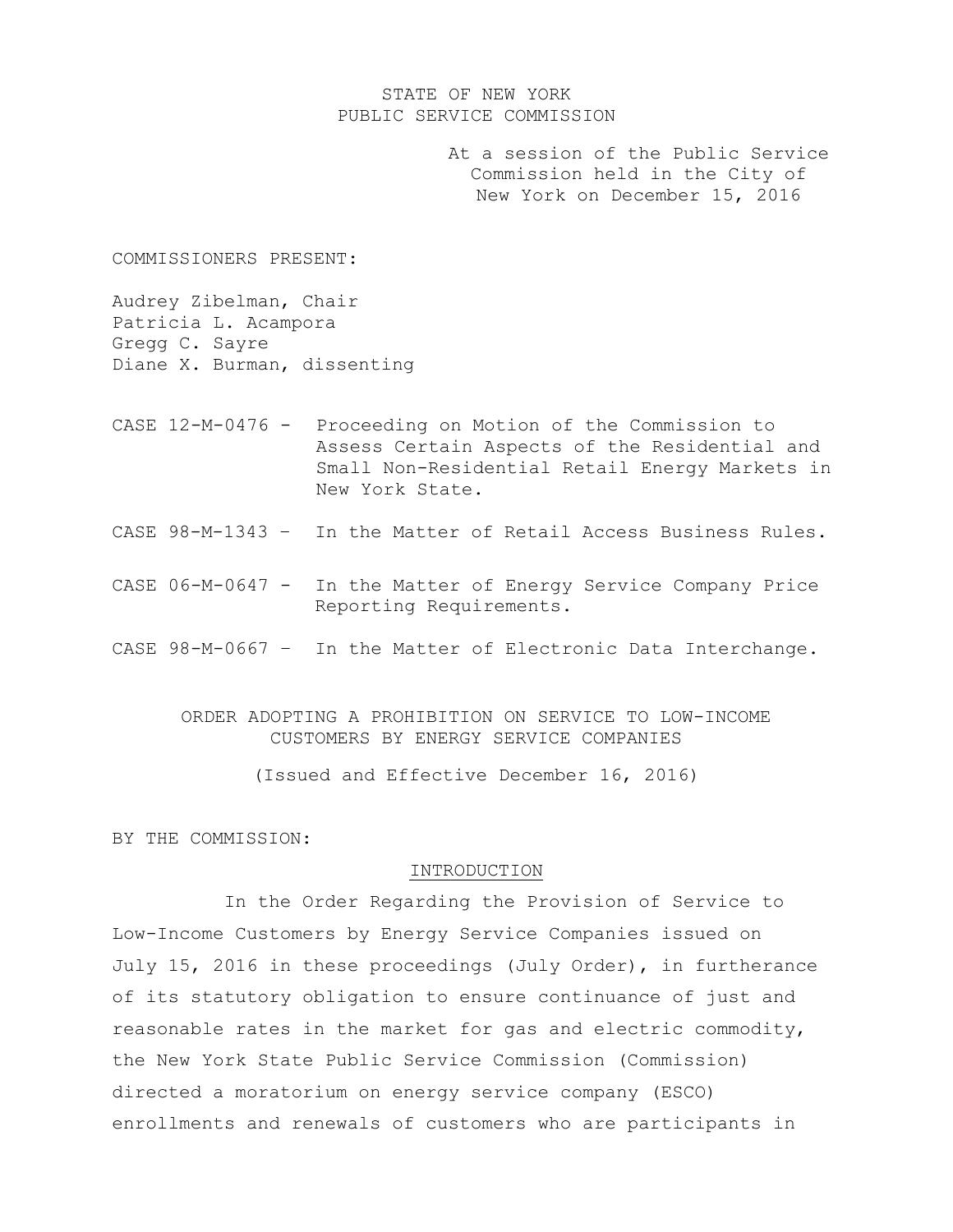STATE OF NEW YORK
PUBLIC SERVICE COMMISSION

At a session of the Public Service Commission held in the City of New York on December 15, 2016

COMMISSIONERS PRESENT:

Audrey Zibelman, Chair
Patricia L. Acampora
Gregg C. Sayre
Diane X. Burman, dissenting

CASE 12-M-0476 - Proceeding on Motion of the Commission to Assess Certain Aspects of the Residential and Small Non-Residential Retail Energy Markets in New York State.

CASE 98-M-1343 – In the Matter of Retail Access Business Rules.

CASE 06-M-0647 - In the Matter of Energy Service Company Price Reporting Requirements.

CASE 98-M-0667 – In the Matter of Electronic Data Interchange.

# ORDER ADOPTING A PROHIBITION ON SERVICE TO LOW-INCOME CUSTOMERS BY ENERGY SERVICE COMPANIES

(Issued and Effective December 16, 2016)

BY THE COMMISSION:

## INTRODUCTION

In the Order Regarding the Provision of Service to Low-Income Customers by Energy Service Companies issued on July 15, 2016 in these proceedings (July Order), in furtherance of its statutory obligation to ensure continuance of just and reasonable rates in the market for gas and electric commodity, the New York State Public Service Commission (Commission) directed a moratorium on energy service company (ESCO) enrollments and renewals of customers who are participants in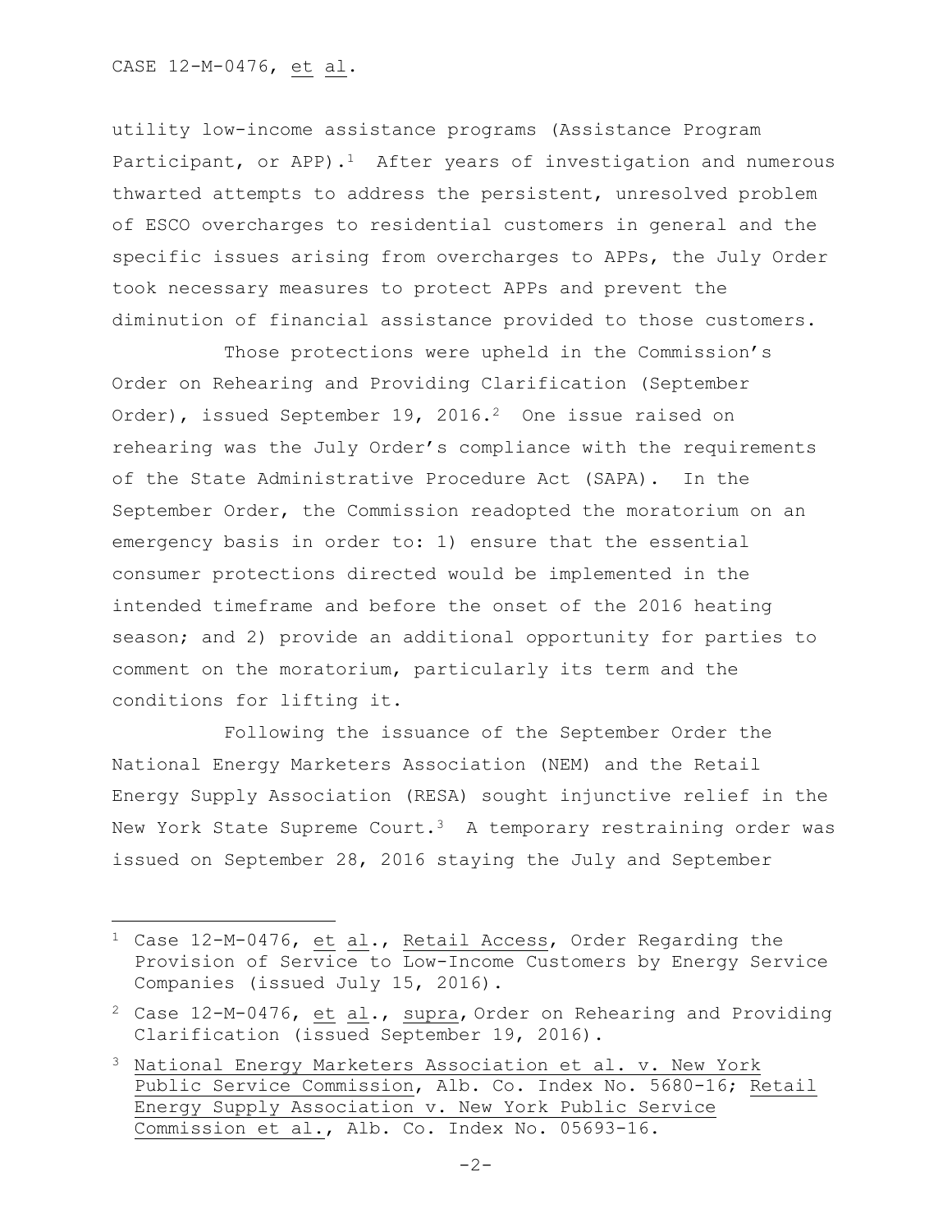utility low-income assistance programs (Assistance Program Participant, or APP).[1] After years of investigation and numerous thwarted attempts to address the persistent, unresolved problem of ESCO overcharges to residential customers in general and the specific issues arising from overcharges to APPs, the July Order took necessary measures to protect APPs and prevent the diminution of financial assistance provided to those customers.

Those protections were upheld in the Commission's Order on Rehearing and Providing Clarification (September Order), issued September 19, 2016.[2] One issue raised on rehearing was the July Order's compliance with the requirements of the State Administrative Procedure Act (SAPA). In the September Order, the Commission readopted the moratorium on an emergency basis in order to: 1) ensure that the essential consumer protections directed would be implemented in the intended timeframe and before the onset of the 2016 heating season; and 2) provide an additional opportunity for parties to comment on the moratorium, particularly its term and the conditions for lifting it.

Following the issuance of the September Order the National Energy Marketers Association (NEM) and the Retail Energy Supply Association (RESA) sought injunctive relief in the New York State Supreme Court.[3] A temporary restraining order was issued on September 28, 2016 staying the July and September

---

[1] Case 12-M-0476, et al., Retail Access, Order Regarding the Provision of Service to Low-Income Customers by Energy Service Companies (issued July 15, 2016).

[2] Case 12-M-0476, et al., supra, Order on Rehearing and Providing Clarification (issued September 19, 2016).

[3] National Energy Marketers Association et al. v. New York Public Service Commission, Alb. Co. Index No. 5680-16; Retail Energy Supply Association v. New York Public Service Commission et al., Alb. Co. Index No. 05693-16.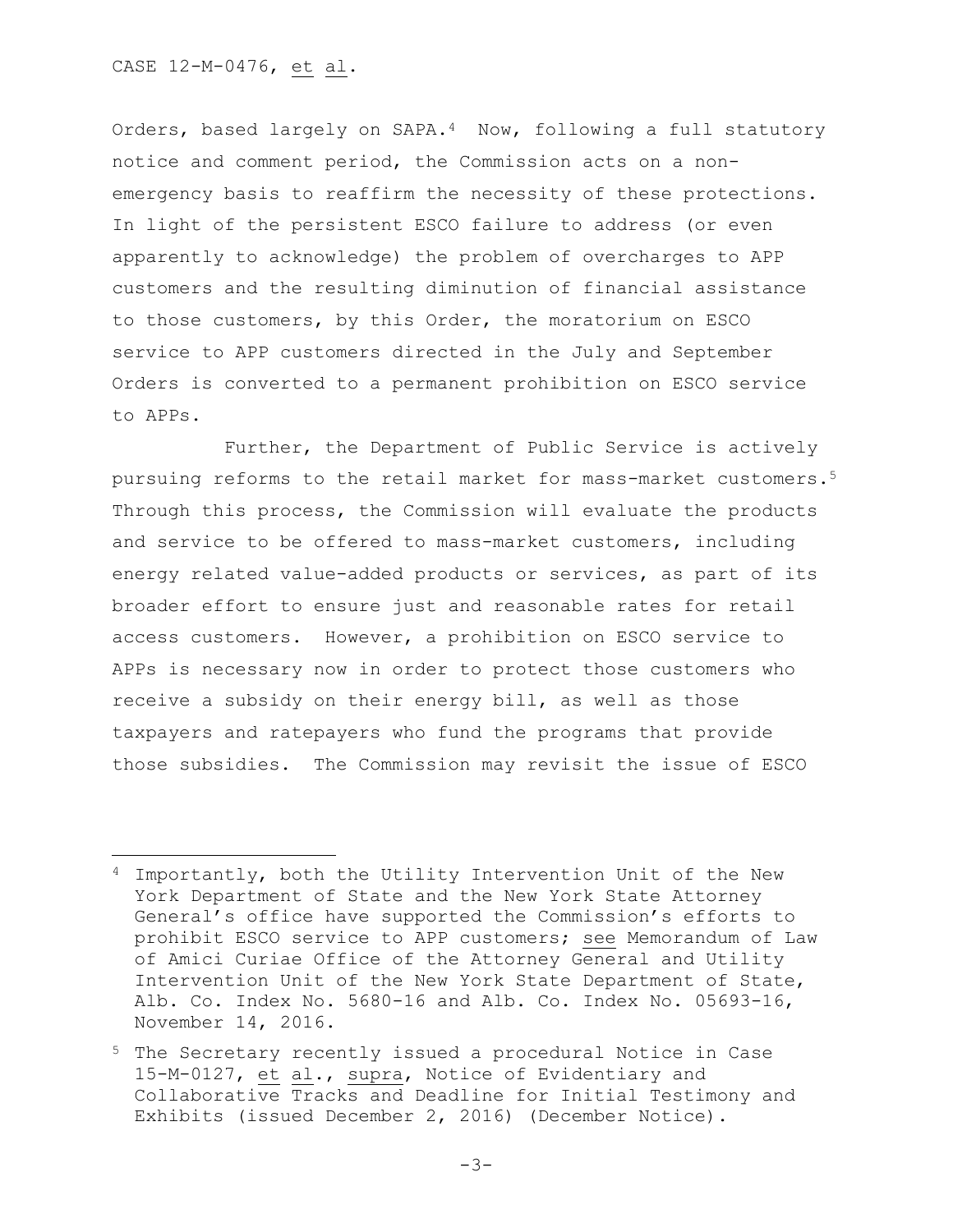Orders, based largely on SAPA.[4] Now, following a full statutory notice and comment period, the Commission acts on a non-emergency basis to reaffirm the necessity of these protections. In light of the persistent ESCO failure to address (or even apparently to acknowledge) the problem of overcharges to APP customers and the resulting diminution of financial assistance to those customers, by this Order, the moratorium on ESCO service to APP customers directed in the July and September Orders is converted to a permanent prohibition on ESCO service to APPs.

Further, the Department of Public Service is actively pursuing reforms to the retail market for mass-market customers.[5] Through this process, the Commission will evaluate the products and service to be offered to mass-market customers, including energy related value-added products or services, as part of its broader effort to ensure just and reasonable rates for retail access customers. However, a prohibition on ESCO service to APPs is necessary now in order to protect those customers who receive a subsidy on their energy bill, as well as those taxpayers and ratepayers who fund the programs that provide those subsidies. The Commission may revisit the issue of ESCO

---

[4] Importantly, both the Utility Intervention Unit of the New York Department of State and the New York State Attorney General's office have supported the Commission's efforts to prohibit ESCO service to APP customers; see Memorandum of Law of Amici Curiae Office of the Attorney General and Utility Intervention Unit of the New York State Department of State, Alb. Co. Index No. 5680-16 and Alb. Co. Index No. 05693-16, November 14, 2016.

[5] The Secretary recently issued a procedural Notice in Case 15-M-0127, et al., supra, Notice of Evidentiary and Collaborative Tracks and Deadline for Initial Testimony and Exhibits (issued December 2, 2016) (December Notice).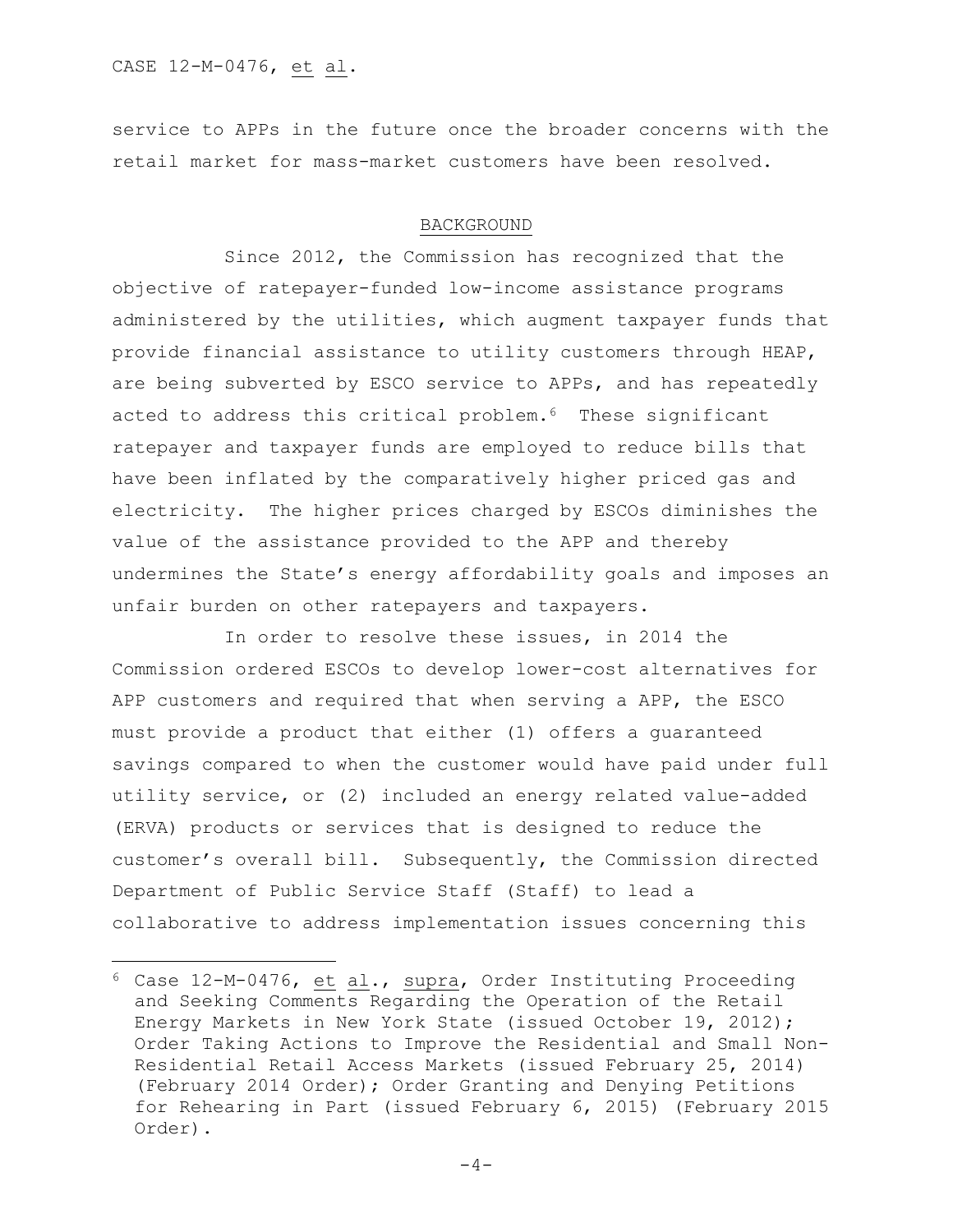service to APPs in the future once the broader concerns with the retail market for mass-market customers have been resolved.

## BACKGROUND

Since 2012, the Commission has recognized that the objective of ratepayer-funded low-income assistance programs administered by the utilities, which augment taxpayer funds that provide financial assistance to utility customers through HEAP, are being subverted by ESCO service to APPs, and has repeatedly acted to address this critical problem.[6] These significant ratepayer and taxpayer funds are employed to reduce bills that have been inflated by the comparatively higher priced gas and electricity. The higher prices charged by ESCOs diminishes the value of the assistance provided to the APP and thereby undermines the State's energy affordability goals and imposes an unfair burden on other ratepayers and taxpayers.

In order to resolve these issues, in 2014 the Commission ordered ESCOs to develop lower-cost alternatives for APP customers and required that when serving a APP, the ESCO must provide a product that either (1) offers a guaranteed savings compared to when the customer would have paid under full utility service, or (2) included an energy related value-added (ERVA) products or services that is designed to reduce the customer's overall bill. Subsequently, the Commission directed Department of Public Service Staff (Staff) to lead a collaborative to address implementation issues concerning this

---

[6] Case 12-M-0476, et al., supra, Order Instituting Proceeding and Seeking Comments Regarding the Operation of the Retail Energy Markets in New York State (issued October 19, 2012); Order Taking Actions to Improve the Residential and Small Non-Residential Retail Access Markets (issued February 25, 2014) (February 2014 Order); Order Granting and Denying Petitions for Rehearing in Part (issued February 6, 2015) (February 2015 Order).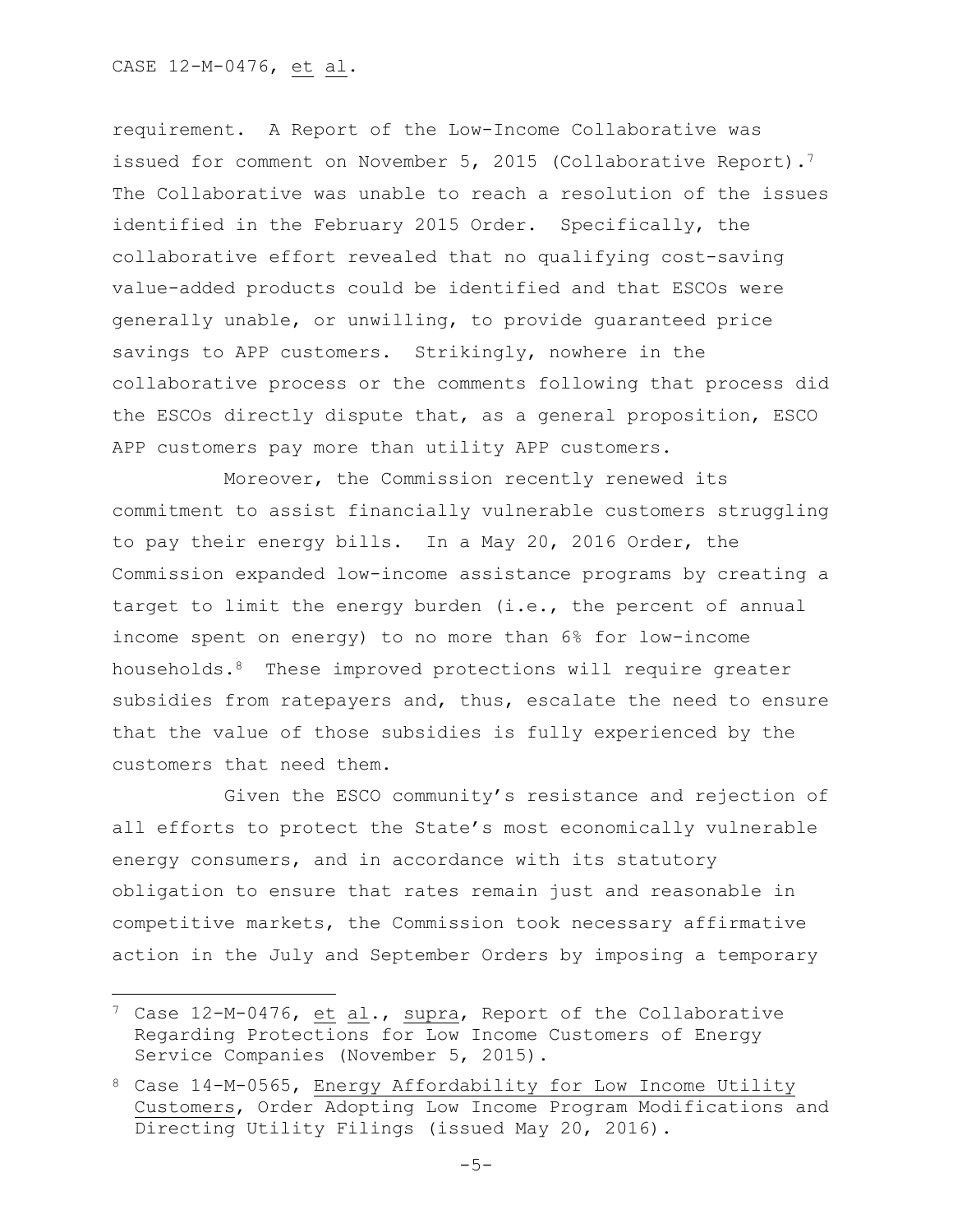requirement. A Report of the Low-Income Collaborative was issued for comment on November 5, 2015 (Collaborative Report).[7] The Collaborative was unable to reach a resolution of the issues identified in the February 2015 Order. Specifically, the collaborative effort revealed that no qualifying cost-saving value-added products could be identified and that ESCOs were generally unable, or unwilling, to provide guaranteed price savings to APP customers. Strikingly, nowhere in the collaborative process or the comments following that process did the ESCOs directly dispute that, as a general proposition, ESCO APP customers pay more than utility APP customers.

Moreover, the Commission recently renewed its commitment to assist financially vulnerable customers struggling to pay their energy bills. In a May 20, 2016 Order, the Commission expanded low-income assistance programs by creating a target to limit the energy burden (i.e., the percent of annual income spent on energy) to no more than 6% for low-income households.[8] These improved protections will require greater subsidies from ratepayers and, thus, escalate the need to ensure that the value of those subsidies is fully experienced by the customers that need them.

Given the ESCO community's resistance and rejection of all efforts to protect the State's most economically vulnerable energy consumers, and in accordance with its statutory obligation to ensure that rates remain just and reasonable in competitive markets, the Commission took necessary affirmative action in the July and September Orders by imposing a temporary

---

[7] Case 12-M-0476, et al., supra, Report of the Collaborative Regarding Protections for Low Income Customers of Energy Service Companies (November 5, 2015).

[8] Case 14-M-0565, Energy Affordability for Low Income Utility Customers, Order Adopting Low Income Program Modifications and Directing Utility Filings (issued May 20, 2016).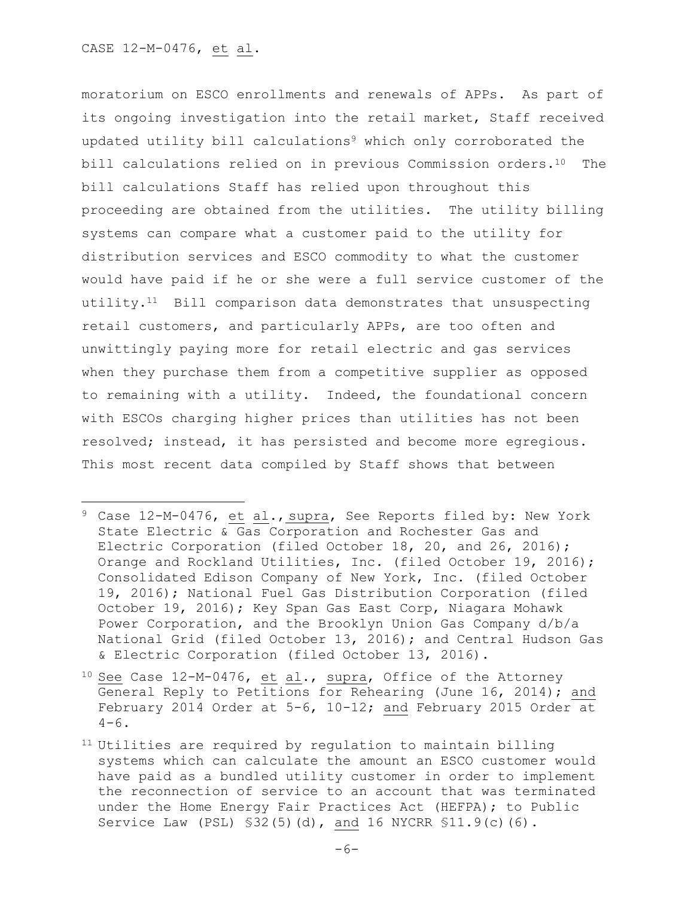moratorium on ESCO enrollments and renewals of APPs. As part of its ongoing investigation into the retail market, Staff received updated utility bill calculations[9] which only corroborated the bill calculations relied on in previous Commission orders.[10] The bill calculations Staff has relied upon throughout this proceeding are obtained from the utilities. The utility billing systems can compare what a customer paid to the utility for distribution services and ESCO commodity to what the customer would have paid if he or she were a full service customer of the utility.[11] Bill comparison data demonstrates that unsuspecting retail customers, and particularly APPs, are too often and unwittingly paying more for retail electric and gas services when they purchase them from a competitive supplier as opposed to remaining with a utility. Indeed, the foundational concern with ESCOs charging higher prices than utilities has not been resolved; instead, it has persisted and become more egregious. This most recent data compiled by Staff shows that between

---

[9] Case 12-M-0476, et al., supra, See Reports filed by: New York State Electric & Gas Corporation and Rochester Gas and Electric Corporation (filed October 18, 20, and 26, 2016); Orange and Rockland Utilities, Inc. (filed October 19, 2016); Consolidated Edison Company of New York, Inc. (filed October 19, 2016); National Fuel Gas Distribution Corporation (filed October 19, 2016); Key Span Gas East Corp, Niagara Mohawk Power Corporation, and the Brooklyn Union Gas Company d/b/a National Grid (filed October 13, 2016); and Central Hudson Gas & Electric Corporation (filed October 13, 2016).

[10] See Case 12-M-0476, et al., supra, Office of the Attorney General Reply to Petitions for Rehearing (June 16, 2014); and February 2014 Order at 5-6, 10-12; and February 2015 Order at 4-6.

[11] Utilities are required by regulation to maintain billing systems which can calculate the amount an ESCO customer would have paid as a bundled utility customer in order to implement the reconnection of service to an account that was terminated under the Home Energy Fair Practices Act (HEFPA); to Public Service Law (PSL) §32(5)(d), and 16 NYCRR §11.9(c)(6).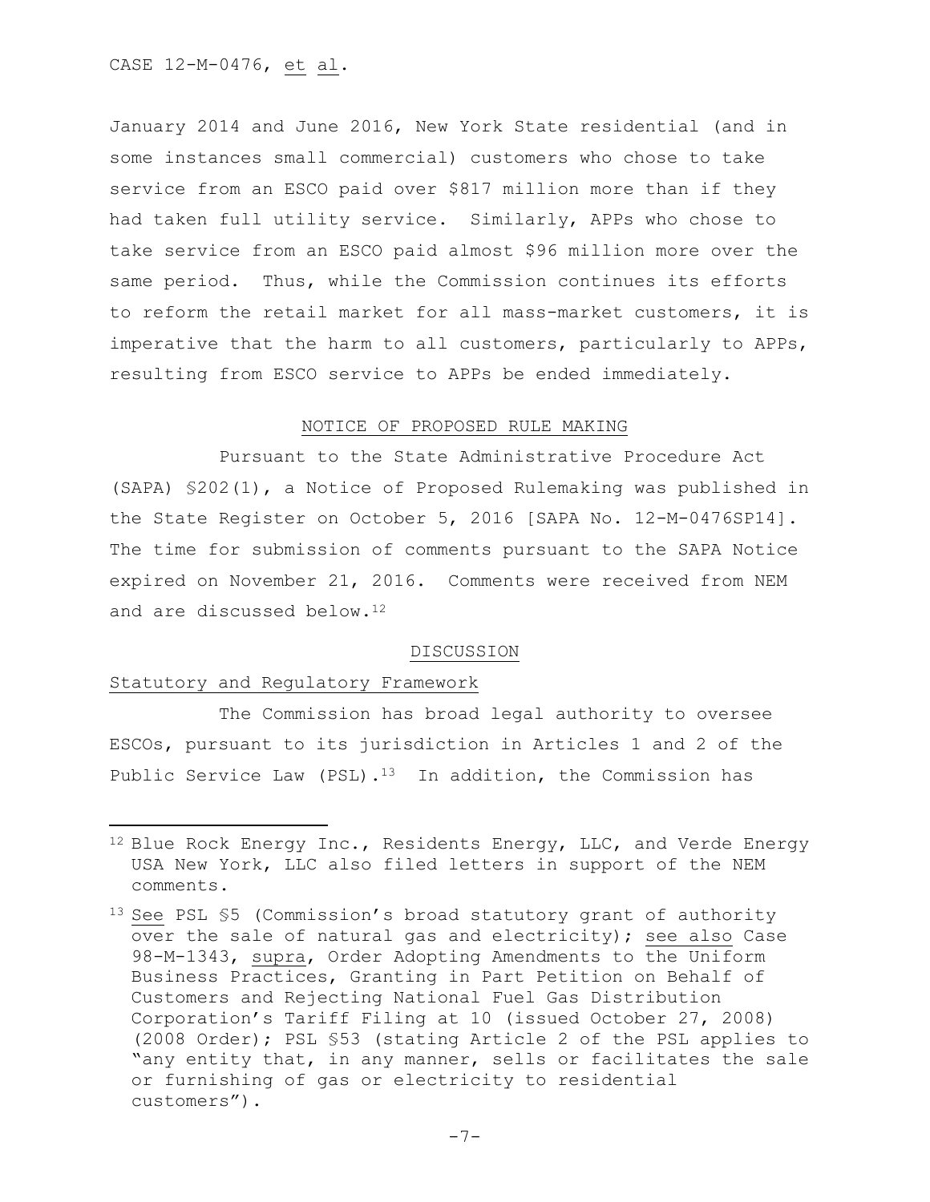January 2014 and June 2016, New York State residential (and in some instances small commercial) customers who chose to take service from an ESCO paid over $817 million more than if they had taken full utility service. Similarly, APPs who chose to take service from an ESCO paid almost $96 million more over the same period. Thus, while the Commission continues its efforts to reform the retail market for all mass-market customers, it is imperative that the harm to all customers, particularly to APPs, resulting from ESCO service to APPs be ended immediately.

## NOTICE OF PROPOSED RULE MAKING

Pursuant to the State Administrative Procedure Act (SAPA) §202(1), a Notice of Proposed Rulemaking was published in the State Register on October 5, 2016 [SAPA No. 12-M-0476SP14]. The time for submission of comments pursuant to the SAPA Notice expired on November 21, 2016. Comments were received from NEM and are discussed below.[12]

## DISCUSSION

### Statutory and Regulatory Framework

The Commission has broad legal authority to oversee ESCOs, pursuant to its jurisdiction in Articles 1 and 2 of the Public Service Law (PSL).[13] In addition, the Commission has

---

[12] Blue Rock Energy Inc., Residents Energy, LLC, and Verde Energy USA New York, LLC also filed letters in support of the NEM comments.

[13] See PSL §5 (Commission's broad statutory grant of authority over the sale of natural gas and electricity); see also Case 98-M-1343, supra, Order Adopting Amendments to the Uniform Business Practices, Granting in Part Petition on Behalf of Customers and Rejecting National Fuel Gas Distribution Corporation's Tariff Filing at 10 (issued October 27, 2008) (2008 Order); PSL §53 (stating Article 2 of the PSL applies to "any entity that, in any manner, sells or facilitates the sale or furnishing of gas or electricity to residential customers").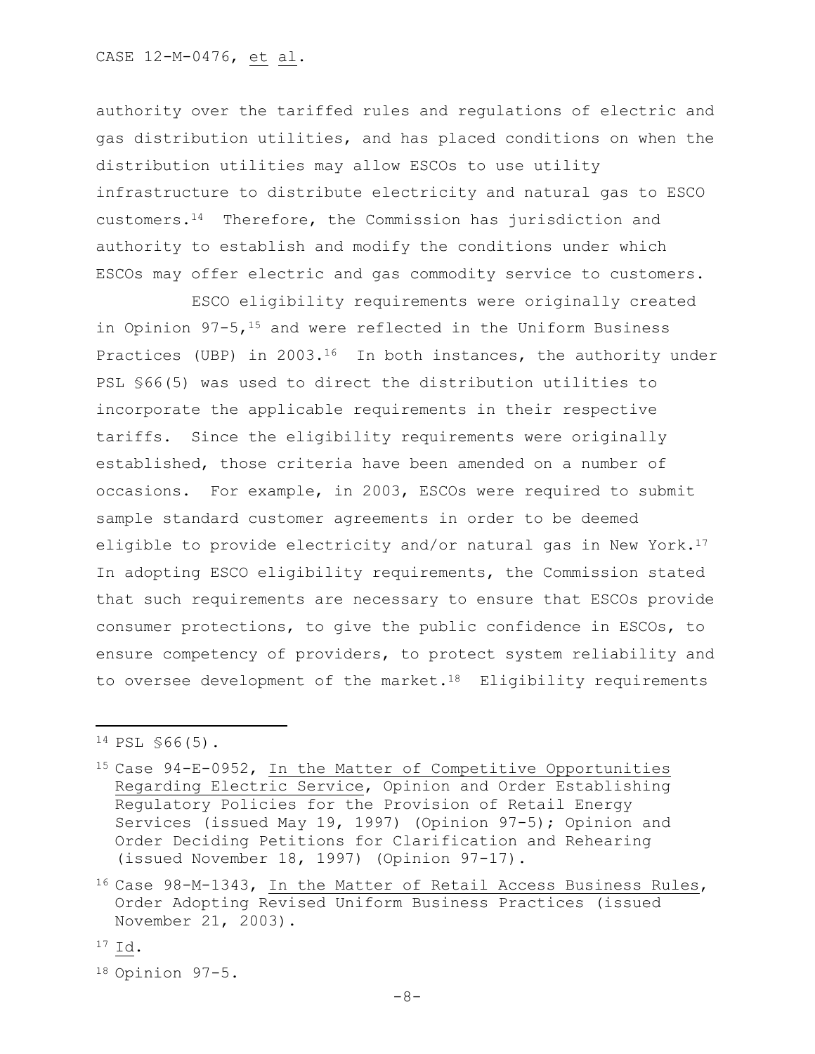authority over the tariffed rules and regulations of electric and gas distribution utilities, and has placed conditions on when the distribution utilities may allow ESCOs to use utility infrastructure to distribute electricity and natural gas to ESCO customers.[14] Therefore, the Commission has jurisdiction and authority to establish and modify the conditions under which ESCOs may offer electric and gas commodity service to customers.

ESCO eligibility requirements were originally created in Opinion 97-5,[15] and were reflected in the Uniform Business Practices (UBP) in 2003.[16] In both instances, the authority under PSL §66(5) was used to direct the distribution utilities to incorporate the applicable requirements in their respective tariffs. Since the eligibility requirements were originally established, those criteria have been amended on a number of occasions. For example, in 2003, ESCOs were required to submit sample standard customer agreements in order to be deemed eligible to provide electricity and/or natural gas in New York.[17] In adopting ESCO eligibility requirements, the Commission stated that such requirements are necessary to ensure that ESCOs provide consumer protections, to give the public confidence in ESCOs, to ensure competency of providers, to protect system reliability and to oversee development of the market.[18] Eligibility requirements

---

[14] PSL §66(5).

[15] Case 94-E-0952, In the Matter of Competitive Opportunities Regarding Electric Service, Opinion and Order Establishing Regulatory Policies for the Provision of Retail Energy Services (issued May 19, 1997) (Opinion 97-5); Opinion and Order Deciding Petitions for Clarification and Rehearing (issued November 18, 1997) (Opinion 97-17).

[16] Case 98-M-1343, In the Matter of Retail Access Business Rules, Order Adopting Revised Uniform Business Practices (issued November 21, 2003).

[17] Id.

[18] Opinion 97-5.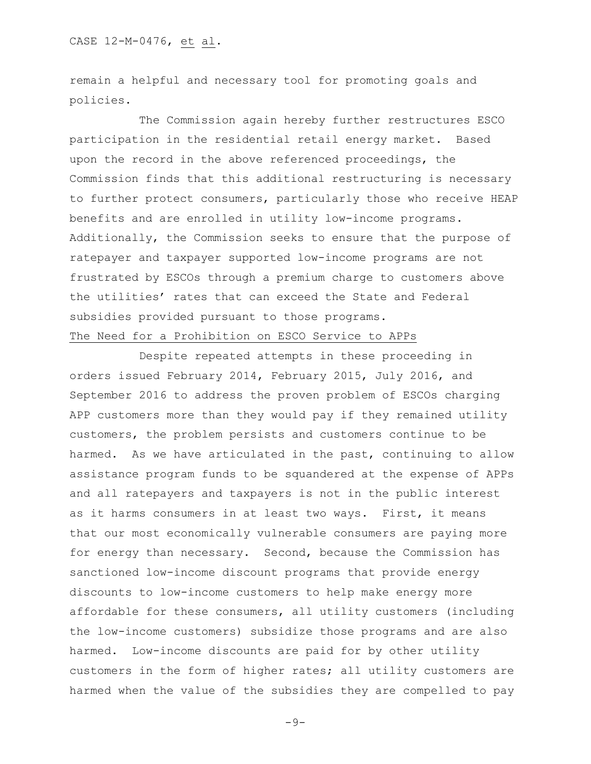remain a helpful and necessary tool for promoting goals and policies.

The Commission again hereby further restructures ESCO participation in the residential retail energy market. Based upon the record in the above referenced proceedings, the Commission finds that this additional restructuring is necessary to further protect consumers, particularly those who receive HEAP benefits and are enrolled in utility low-income programs. Additionally, the Commission seeks to ensure that the purpose of ratepayer and taxpayer supported low-income programs are not frustrated by ESCOs through a premium charge to customers above the utilities' rates that can exceed the State and Federal subsidies provided pursuant to those programs.

The Need for a Prohibition on ESCO Service to APPs

Despite repeated attempts in these proceeding in orders issued February 2014, February 2015, July 2016, and September 2016 to address the proven problem of ESCOs charging APP customers more than they would pay if they remained utility customers, the problem persists and customers continue to be harmed. As we have articulated in the past, continuing to allow assistance program funds to be squandered at the expense of APPs and all ratepayers and taxpayers is not in the public interest as it harms consumers in at least two ways. First, it means that our most economically vulnerable consumers are paying more for energy than necessary. Second, because the Commission has sanctioned low-income discount programs that provide energy discounts to low-income customers to help make energy more affordable for these consumers, all utility customers (including the low-income customers) subsidize those programs and are also harmed. Low-income discounts are paid for by other utility customers in the form of higher rates; all utility customers are harmed when the value of the subsidies they are compelled to pay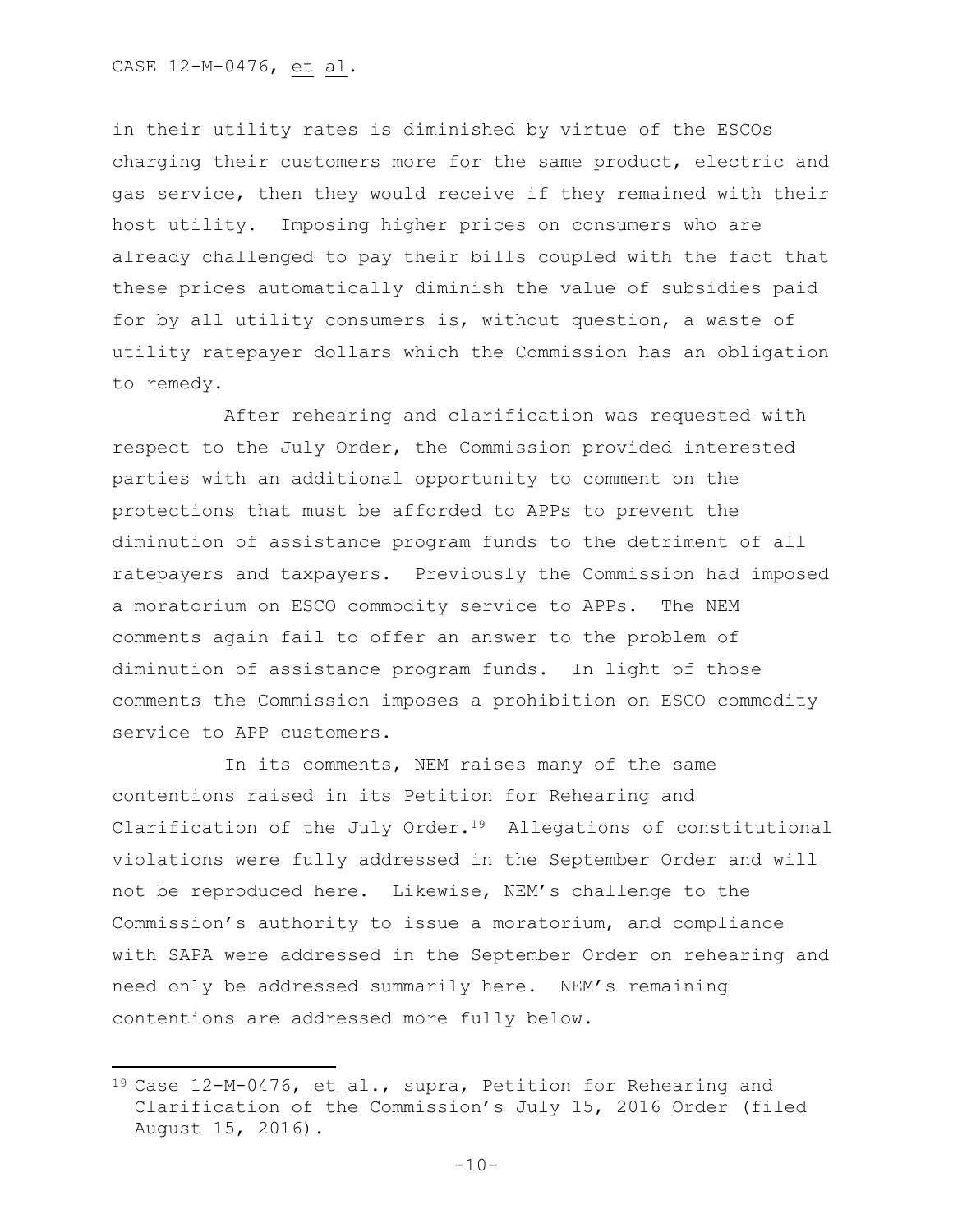in their utility rates is diminished by virtue of the ESCOs charging their customers more for the same product, electric and gas service, then they would receive if they remained with their host utility. Imposing higher prices on consumers who are already challenged to pay their bills coupled with the fact that these prices automatically diminish the value of subsidies paid for by all utility consumers is, without question, a waste of utility ratepayer dollars which the Commission has an obligation to remedy.

After rehearing and clarification was requested with respect to the July Order, the Commission provided interested parties with an additional opportunity to comment on the protections that must be afforded to APPs to prevent the diminution of assistance program funds to the detriment of all ratepayers and taxpayers. Previously the Commission had imposed a moratorium on ESCO commodity service to APPs. The NEM comments again fail to offer an answer to the problem of diminution of assistance program funds. In light of those comments the Commission imposes a prohibition on ESCO commodity service to APP customers.

In its comments, NEM raises many of the same contentions raised in its Petition for Rehearing and Clarification of the July Order.[19] Allegations of constitutional violations were fully addressed in the September Order and will not be reproduced here. Likewise, NEM's challenge to the Commission's authority to issue a moratorium, and compliance with SAPA were addressed in the September Order on rehearing and need only be addressed summarily here. NEM's remaining contentions are addressed more fully below.

---

[19] Case 12-M-0476, et al., supra, Petition for Rehearing and Clarification of the Commission's July 15, 2016 Order (filed August 15, 2016).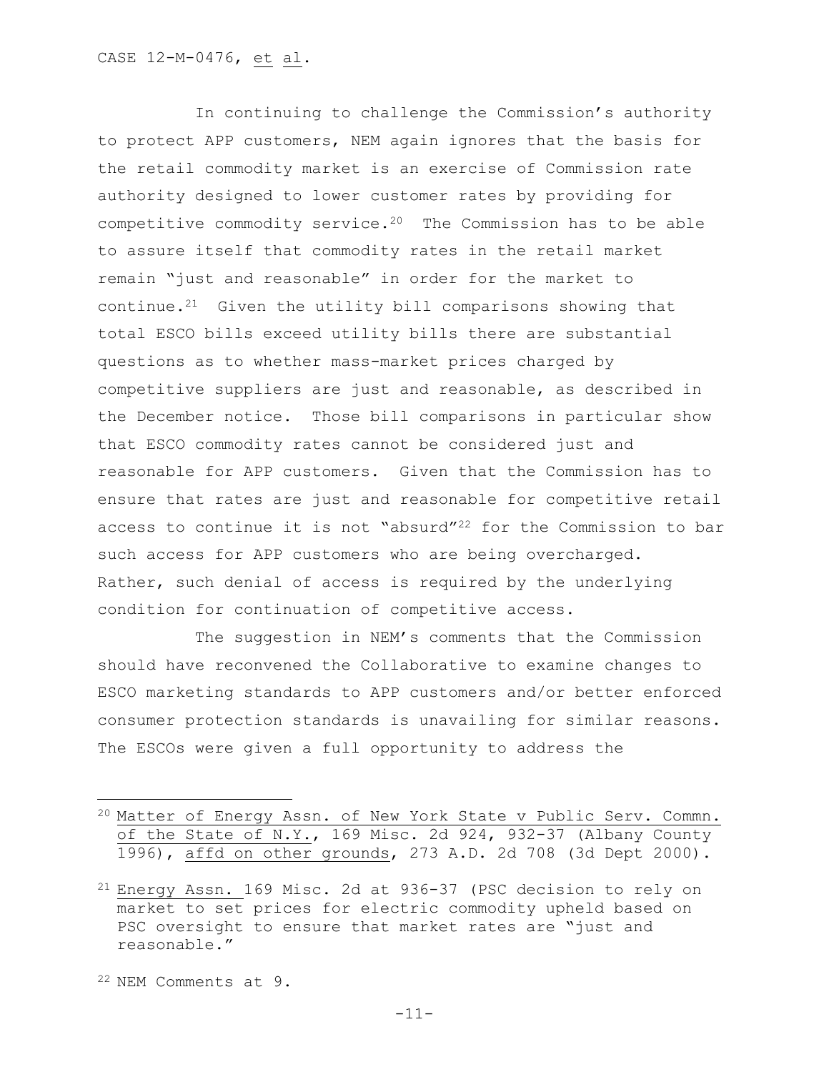In continuing to challenge the Commission's authority to protect APP customers, NEM again ignores that the basis for the retail commodity market is an exercise of Commission rate authority designed to lower customer rates by providing for competitive commodity service.[20] The Commission has to be able to assure itself that commodity rates in the retail market remain "just and reasonable" in order for the market to continue.[21] Given the utility bill comparisons showing that total ESCO bills exceed utility bills there are substantial questions as to whether mass-market prices charged by competitive suppliers are just and reasonable, as described in the December notice. Those bill comparisons in particular show that ESCO commodity rates cannot be considered just and reasonable for APP customers. Given that the Commission has to ensure that rates are just and reasonable for competitive retail access to continue it is not "absurd"[22] for the Commission to bar such access for APP customers who are being overcharged. Rather, such denial of access is required by the underlying condition for continuation of competitive access.

The suggestion in NEM's comments that the Commission should have reconvened the Collaborative to examine changes to ESCO marketing standards to APP customers and/or better enforced consumer protection standards is unavailing for similar reasons. The ESCOs were given a full opportunity to address the

---

[20] Matter of Energy Assn. of New York State v Public Serv. Commn. of the State of N.Y., 169 Misc. 2d 924, 932-37 (Albany County 1996), affd on other grounds, 273 A.D. 2d 708 (3d Dept 2000).

[21] Energy Assn. 169 Misc. 2d at 936-37 (PSC decision to rely on market to set prices for electric commodity upheld based on PSC oversight to ensure that market rates are "just and reasonable."

[22] NEM Comments at 9.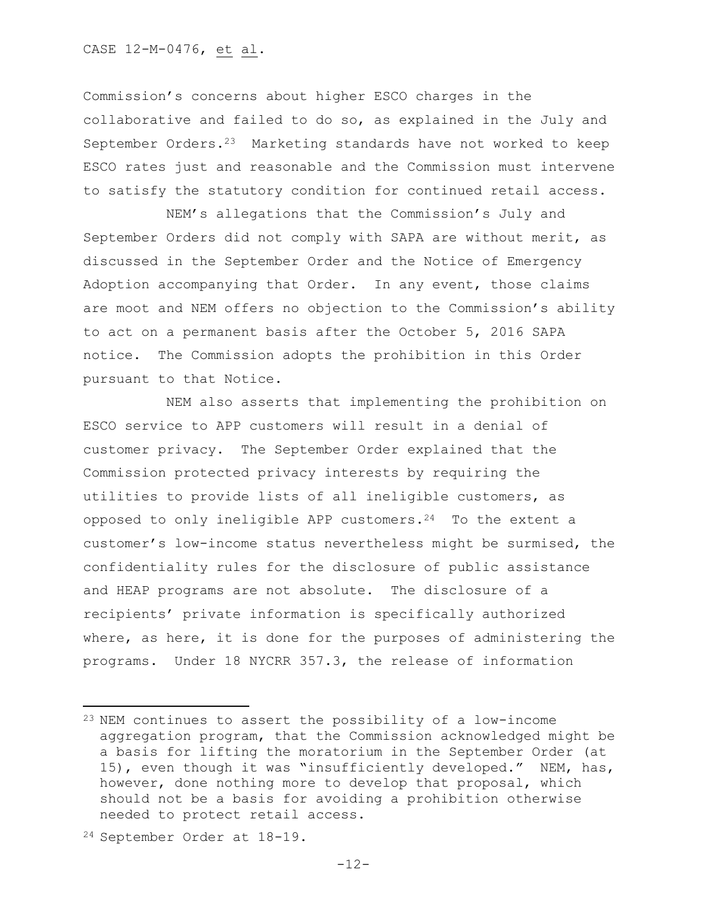Commission's concerns about higher ESCO charges in the collaborative and failed to do so, as explained in the July and September Orders.[23] Marketing standards have not worked to keep ESCO rates just and reasonable and the Commission must intervene to satisfy the statutory condition for continued retail access.

NEM's allegations that the Commission's July and September Orders did not comply with SAPA are without merit, as discussed in the September Order and the Notice of Emergency Adoption accompanying that Order. In any event, those claims are moot and NEM offers no objection to the Commission's ability to act on a permanent basis after the October 5, 2016 SAPA notice. The Commission adopts the prohibition in this Order pursuant to that Notice.

NEM also asserts that implementing the prohibition on ESCO service to APP customers will result in a denial of customer privacy. The September Order explained that the Commission protected privacy interests by requiring the utilities to provide lists of all ineligible customers, as opposed to only ineligible APP customers.[24] To the extent a customer's low-income status nevertheless might be surmised, the confidentiality rules for the disclosure of public assistance and HEAP programs are not absolute. The disclosure of a recipients' private information is specifically authorized where, as here, it is done for the purposes of administering the programs. Under 18 NYCRR 357.3, the release of information

---

[23] NEM continues to assert the possibility of a low-income aggregation program, that the Commission acknowledged might be a basis for lifting the moratorium in the September Order (at 15), even though it was "insufficiently developed." NEM, has, however, done nothing more to develop that proposal, which should not be a basis for avoiding a prohibition otherwise needed to protect retail access.

[24] September Order at 18-19.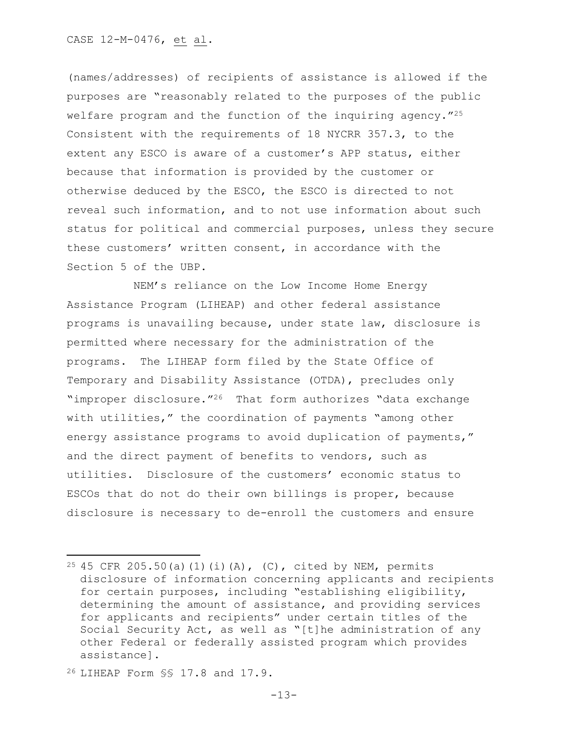(names/addresses) of recipients of assistance is allowed if the purposes are "reasonably related to the purposes of the public welfare program and the function of the inquiring agency."[25] Consistent with the requirements of 18 NYCRR 357.3, to the extent any ESCO is aware of a customer's APP status, either because that information is provided by the customer or otherwise deduced by the ESCO, the ESCO is directed to not reveal such information, and to not use information about such status for political and commercial purposes, unless they secure these customers' written consent, in accordance with the Section 5 of the UBP.

NEM's reliance on the Low Income Home Energy Assistance Program (LIHEAP) and other federal assistance programs is unavailing because, under state law, disclosure is permitted where necessary for the administration of the programs. The LIHEAP form filed by the State Office of Temporary and Disability Assistance (OTDA), precludes only "improper disclosure."[26] That form authorizes "data exchange with utilities," the coordination of payments "among other energy assistance programs to avoid duplication of payments," and the direct payment of benefits to vendors, such as utilities. Disclosure of the customers' economic status to ESCOs that do not do their own billings is proper, because disclosure is necessary to de-enroll the customers and ensure

---

[25] 45 CFR 205.50(a)(1)(i)(A), (C), cited by NEM, permits disclosure of information concerning applicants and recipients for certain purposes, including "establishing eligibility, determining the amount of assistance, and providing services for applicants and recipients" under certain titles of the Social Security Act, as well as "[t]he administration of any other Federal or federally assisted program which provides assistance].

[26] LIHEAP Form §§ 17.8 and 17.9.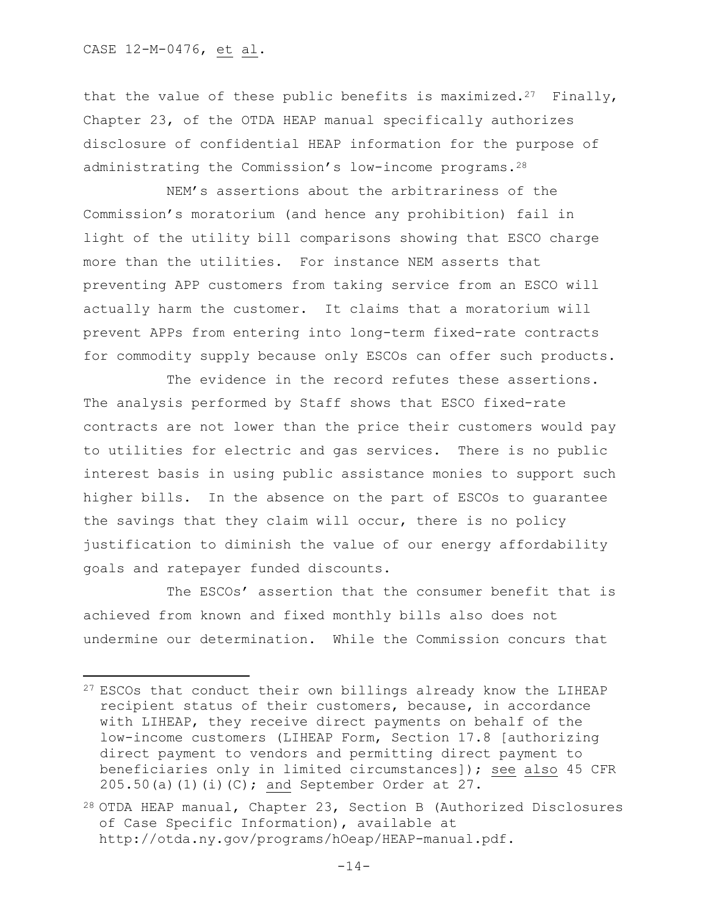that the value of these public benefits is maximized.[27] Finally, Chapter 23, of the OTDA HEAP manual specifically authorizes disclosure of confidential HEAP information for the purpose of administrating the Commission's low-income programs.[28]

NEM's assertions about the arbitrariness of the Commission's moratorium (and hence any prohibition) fail in light of the utility bill comparisons showing that ESCO charge more than the utilities. For instance NEM asserts that preventing APP customers from taking service from an ESCO will actually harm the customer. It claims that a moratorium will prevent APPs from entering into long-term fixed-rate contracts for commodity supply because only ESCOs can offer such products.

The evidence in the record refutes these assertions. The analysis performed by Staff shows that ESCO fixed-rate contracts are not lower than the price their customers would pay to utilities for electric and gas services. There is no public interest basis in using public assistance monies to support such higher bills. In the absence on the part of ESCOs to guarantee the savings that they claim will occur, there is no policy justification to diminish the value of our energy affordability goals and ratepayer funded discounts.

The ESCOs' assertion that the consumer benefit that is achieved from known and fixed monthly bills also does not undermine our determination. While the Commission concurs that

---

[27] ESCOs that conduct their own billings already know the LIHEAP recipient status of their customers, because, in accordance with LIHEAP, they receive direct payments on behalf of the low-income customers (LIHEAP Form, Section 17.8 [authorizing direct payment to vendors and permitting direct payment to beneficiaries only in limited circumstances]); <u>see also</u> 45 CFR 205.50(a)(1)(i)(C); <u>and</u> September Order at 27.

[28] OTDA HEAP manual, Chapter 23, Section B (Authorized Disclosures of Case Specific Information), available at http://otda.ny.gov/programs/hOeap/HEAP-manual.pdf.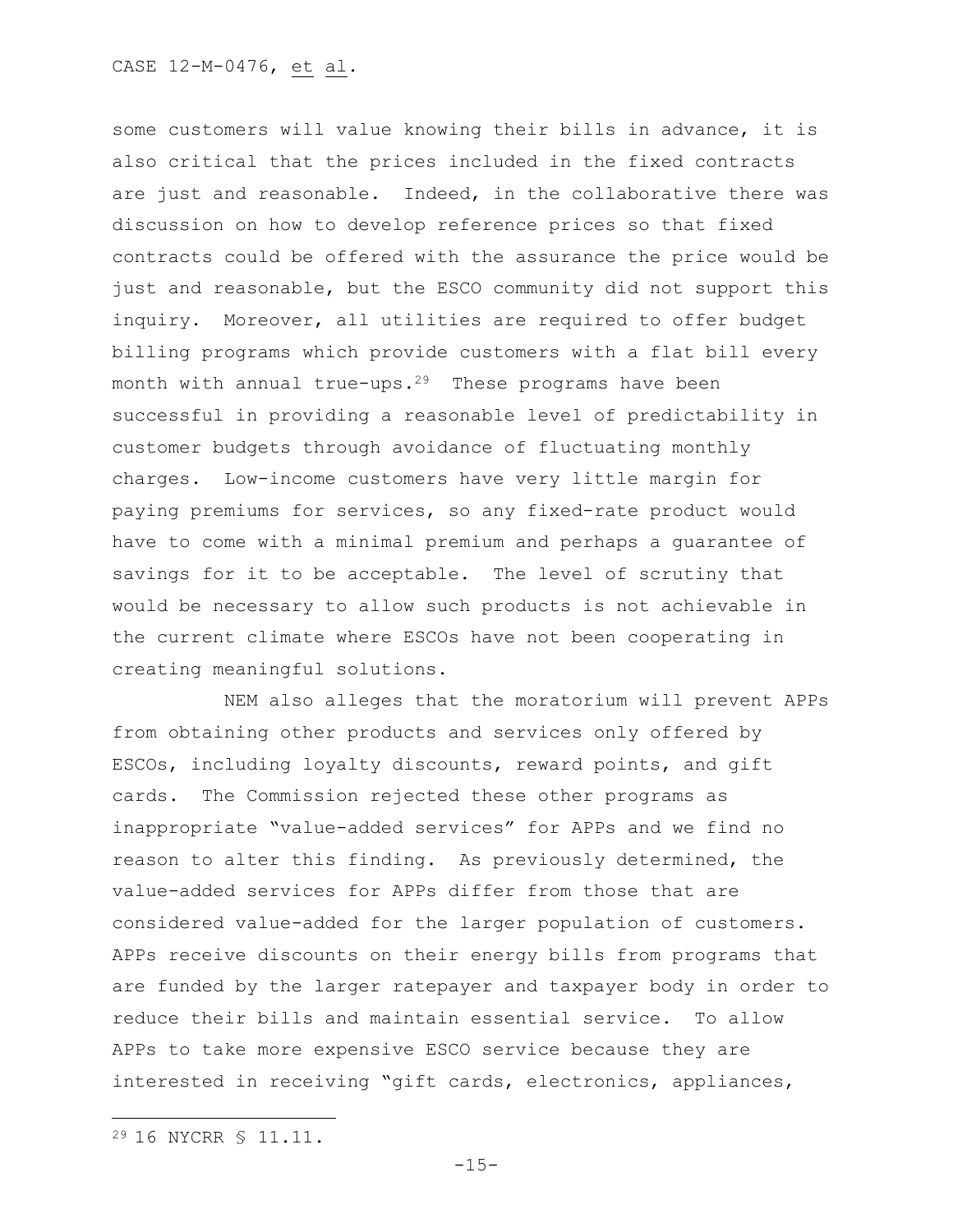some customers will value knowing their bills in advance, it is also critical that the prices included in the fixed contracts are just and reasonable. Indeed, in the collaborative there was discussion on how to develop reference prices so that fixed contracts could be offered with the assurance the price would be just and reasonable, but the ESCO community did not support this inquiry. Moreover, all utilities are required to offer budget billing programs which provide customers with a flat bill every month with annual true-ups.[29] These programs have been successful in providing a reasonable level of predictability in customer budgets through avoidance of fluctuating monthly charges. Low-income customers have very little margin for paying premiums for services, so any fixed-rate product would have to come with a minimal premium and perhaps a guarantee of savings for it to be acceptable. The level of scrutiny that would be necessary to allow such products is not achievable in the current climate where ESCOs have not been cooperating in creating meaningful solutions.

NEM also alleges that the moratorium will prevent APPs from obtaining other products and services only offered by ESCOs, including loyalty discounts, reward points, and gift cards. The Commission rejected these other programs as inappropriate "value-added services" for APPs and we find no reason to alter this finding. As previously determined, the value-added services for APPs differ from those that are considered value-added for the larger population of customers. APPs receive discounts on their energy bills from programs that are funded by the larger ratepayer and taxpayer body in order to reduce their bills and maintain essential service. To allow APPs to take more expensive ESCO service because they are interested in receiving "gift cards, electronics, appliances,

---

[29] 16 NYCRR § 11.11.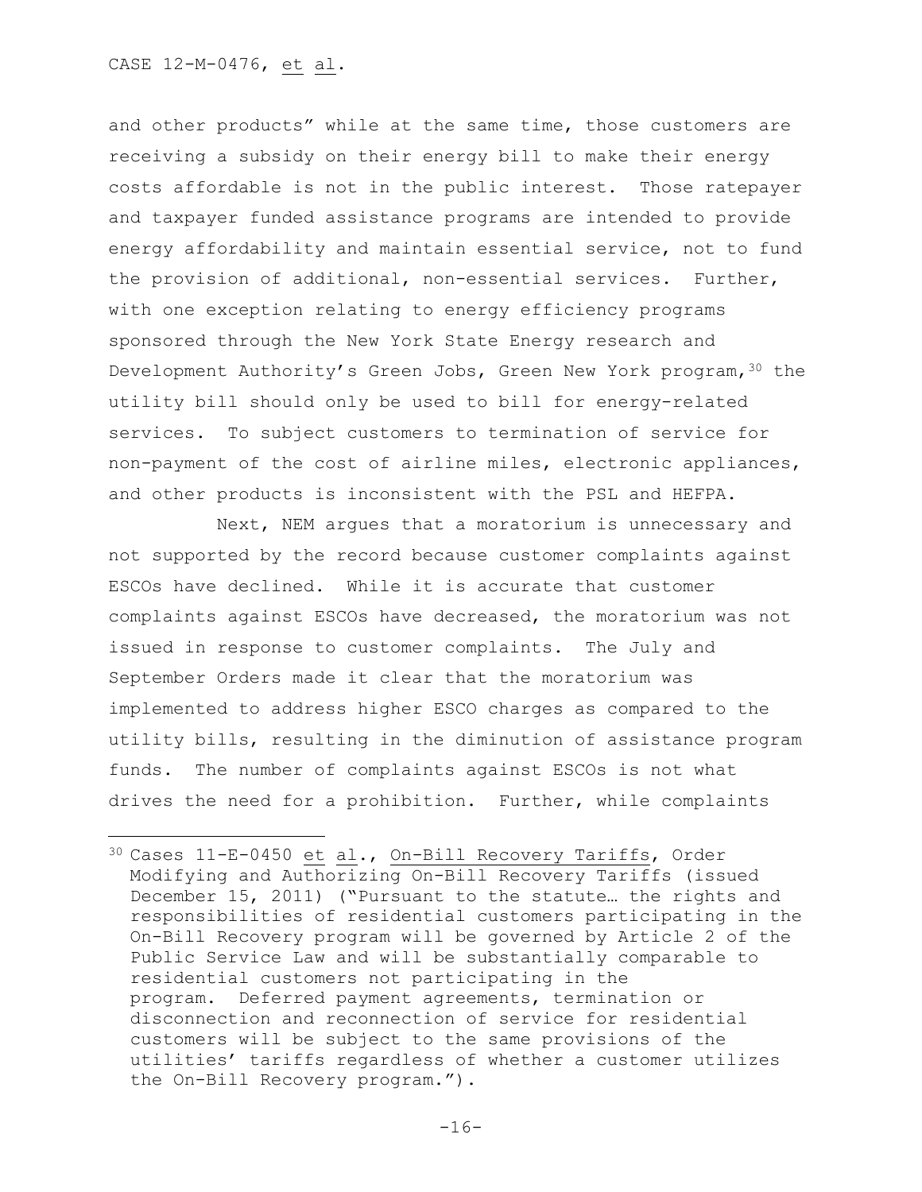and other products" while at the same time, those customers are receiving a subsidy on their energy bill to make their energy costs affordable is not in the public interest. Those ratepayer and taxpayer funded assistance programs are intended to provide energy affordability and maintain essential service, not to fund the provision of additional, non-essential services. Further, with one exception relating to energy efficiency programs sponsored through the New York State Energy research and Development Authority's Green Jobs, Green New York program,[30] the utility bill should only be used to bill for energy-related services. To subject customers to termination of service for non-payment of the cost of airline miles, electronic appliances, and other products is inconsistent with the PSL and HEFPA.

Next, NEM argues that a moratorium is unnecessary and not supported by the record because customer complaints against ESCOs have declined. While it is accurate that customer complaints against ESCOs have decreased, the moratorium was not issued in response to customer complaints. The July and September Orders made it clear that the moratorium was implemented to address higher ESCO charges as compared to the utility bills, resulting in the diminution of assistance program funds. The number of complaints against ESCOs is not what drives the need for a prohibition. Further, while complaints

---

[30] Cases 11-E-0450 et al., On-Bill Recovery Tariffs, Order Modifying and Authorizing On-Bill Recovery Tariffs (issued December 15, 2011) ("Pursuant to the statute… the rights and responsibilities of residential customers participating in the On-Bill Recovery program will be governed by Article 2 of the Public Service Law and will be substantially comparable to residential customers not participating in the program. Deferred payment agreements, termination or disconnection and reconnection of service for residential customers will be subject to the same provisions of the utilities' tariffs regardless of whether a customer utilizes the On-Bill Recovery program.").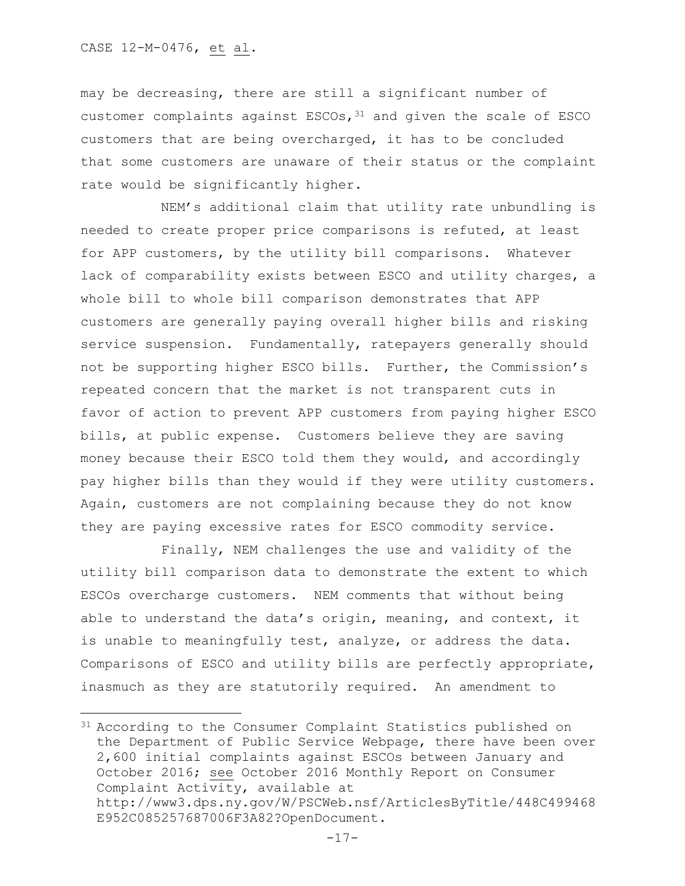may be decreasing, there are still a significant number of customer complaints against ESCOs,[31] and given the scale of ESCO customers that are being overcharged, it has to be concluded that some customers are unaware of their status or the complaint rate would be significantly higher.

NEM's additional claim that utility rate unbundling is needed to create proper price comparisons is refuted, at least for APP customers, by the utility bill comparisons. Whatever lack of comparability exists between ESCO and utility charges, a whole bill to whole bill comparison demonstrates that APP customers are generally paying overall higher bills and risking service suspension. Fundamentally, ratepayers generally should not be supporting higher ESCO bills. Further, the Commission's repeated concern that the market is not transparent cuts in favor of action to prevent APP customers from paying higher ESCO bills, at public expense. Customers believe they are saving money because their ESCO told them they would, and accordingly pay higher bills than they would if they were utility customers. Again, customers are not complaining because they do not know they are paying excessive rates for ESCO commodity service.

Finally, NEM challenges the use and validity of the utility bill comparison data to demonstrate the extent to which ESCOs overcharge customers. NEM comments that without being able to understand the data's origin, meaning, and context, it is unable to meaningfully test, analyze, or address the data. Comparisons of ESCO and utility bills are perfectly appropriate, inasmuch as they are statutorily required. An amendment to

---

[31] According to the Consumer Complaint Statistics published on the Department of Public Service Webpage, there have been over 2,600 initial complaints against ESCOs between January and October 2016; see October 2016 Monthly Report on Consumer Complaint Activity, available at http://www3.dps.ny.gov/W/PSCWeb.nsf/ArticlesByTitle/448C499468E952C085257687006F3A82?OpenDocument.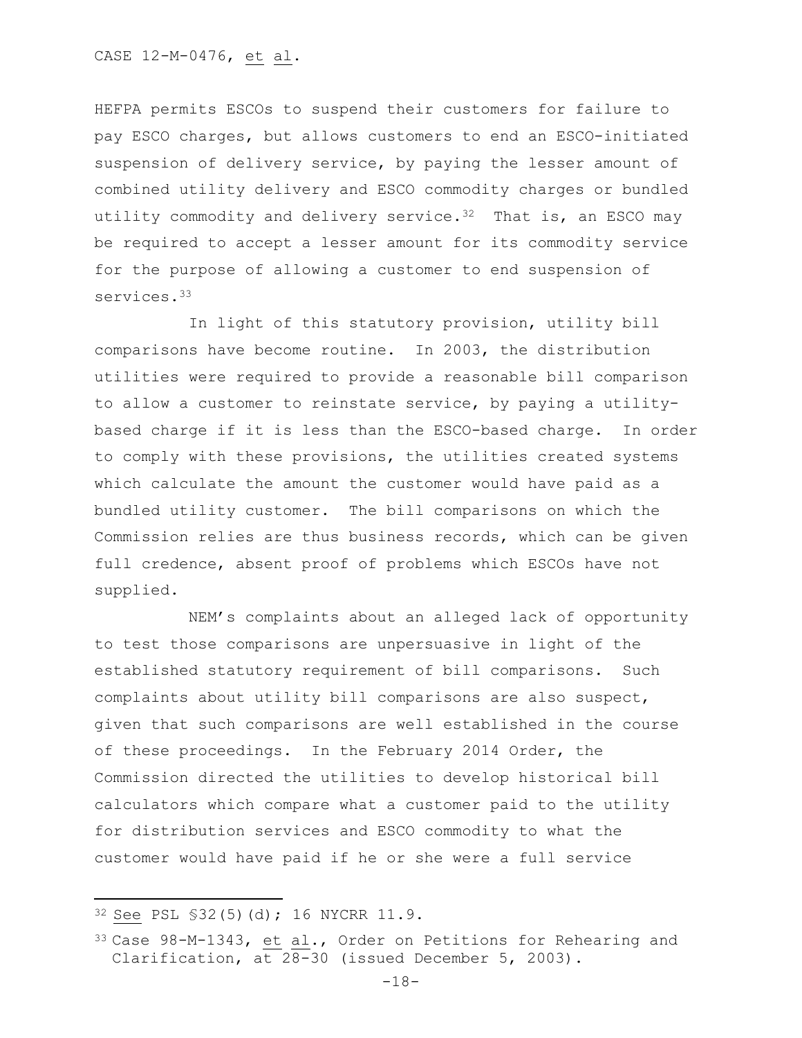HEFPA permits ESCOs to suspend their customers for failure to pay ESCO charges, but allows customers to end an ESCO-initiated suspension of delivery service, by paying the lesser amount of combined utility delivery and ESCO commodity charges or bundled utility commodity and delivery service.[32] That is, an ESCO may be required to accept a lesser amount for its commodity service for the purpose of allowing a customer to end suspension of services.[33]

In light of this statutory provision, utility bill comparisons have become routine. In 2003, the distribution utilities were required to provide a reasonable bill comparison to allow a customer to reinstate service, by paying a utility-based charge if it is less than the ESCO-based charge. In order to comply with these provisions, the utilities created systems which calculate the amount the customer would have paid as a bundled utility customer. The bill comparisons on which the Commission relies are thus business records, which can be given full credence, absent proof of problems which ESCOs have not supplied.

NEM's complaints about an alleged lack of opportunity to test those comparisons are unpersuasive in light of the established statutory requirement of bill comparisons. Such complaints about utility bill comparisons are also suspect, given that such comparisons are well established in the course of these proceedings. In the February 2014 Order, the Commission directed the utilities to develop historical bill calculators which compare what a customer paid to the utility for distribution services and ESCO commodity to what the customer would have paid if he or she were a full service

---

[32] See PSL §32(5)(d); 16 NYCRR 11.9.

[33] Case 98-M-1343, et al., Order on Petitions for Rehearing and Clarification, at 28-30 (issued December 5, 2003).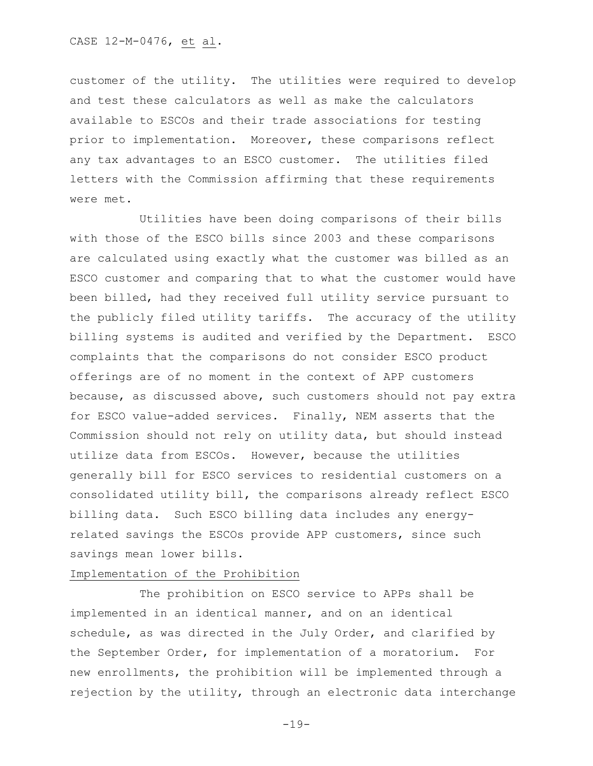customer of the utility. The utilities were required to develop and test these calculators as well as make the calculators available to ESCOs and their trade associations for testing prior to implementation. Moreover, these comparisons reflect any tax advantages to an ESCO customer. The utilities filed letters with the Commission affirming that these requirements were met.

Utilities have been doing comparisons of their bills with those of the ESCO bills since 2003 and these comparisons are calculated using exactly what the customer was billed as an ESCO customer and comparing that to what the customer would have been billed, had they received full utility service pursuant to the publicly filed utility tariffs. The accuracy of the utility billing systems is audited and verified by the Department. ESCO complaints that the comparisons do not consider ESCO product offerings are of no moment in the context of APP customers because, as discussed above, such customers should not pay extra for ESCO value-added services. Finally, NEM asserts that the Commission should not rely on utility data, but should instead utilize data from ESCOs. However, because the utilities generally bill for ESCO services to residential customers on a consolidated utility bill, the comparisons already reflect ESCO billing data. Such ESCO billing data includes any energy-related savings the ESCOs provide APP customers, since such savings mean lower bills.

### Implementation of the Prohibition

The prohibition on ESCO service to APPs shall be implemented in an identical manner, and on an identical schedule, as was directed in the July Order, and clarified by the September Order, for implementation of a moratorium. For new enrollments, the prohibition will be implemented through a rejection by the utility, through an electronic data interchange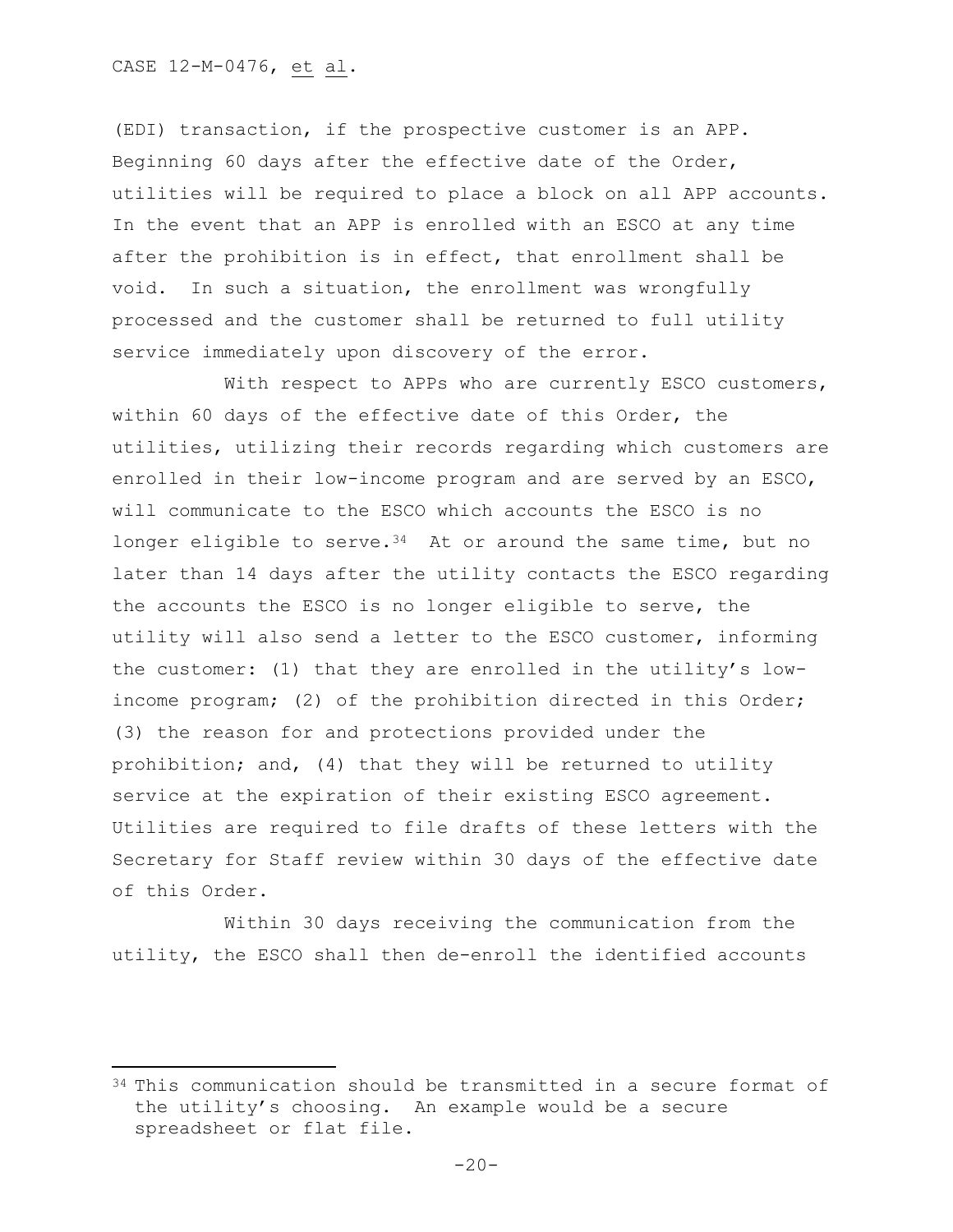(EDI) transaction, if the prospective customer is an APP. Beginning 60 days after the effective date of the Order, utilities will be required to place a block on all APP accounts. In the event that an APP is enrolled with an ESCO at any time after the prohibition is in effect, that enrollment shall be void. In such a situation, the enrollment was wrongfully processed and the customer shall be returned to full utility service immediately upon discovery of the error.

With respect to APPs who are currently ESCO customers, within 60 days of the effective date of this Order, the utilities, utilizing their records regarding which customers are enrolled in their low-income program and are served by an ESCO, will communicate to the ESCO which accounts the ESCO is no longer eligible to serve.[34] At or around the same time, but no later than 14 days after the utility contacts the ESCO regarding the accounts the ESCO is no longer eligible to serve, the utility will also send a letter to the ESCO customer, informing the customer: (1) that they are enrolled in the utility's low-income program; (2) of the prohibition directed in this Order; (3) the reason for and protections provided under the prohibition; and, (4) that they will be returned to utility service at the expiration of their existing ESCO agreement. Utilities are required to file drafts of these letters with the Secretary for Staff review within 30 days of the effective date of this Order.

Within 30 days receiving the communication from the utility, the ESCO shall then de-enroll the identified accounts

[34] This communication should be transmitted in a secure format of the utility's choosing. An example would be a secure spreadsheet or flat file.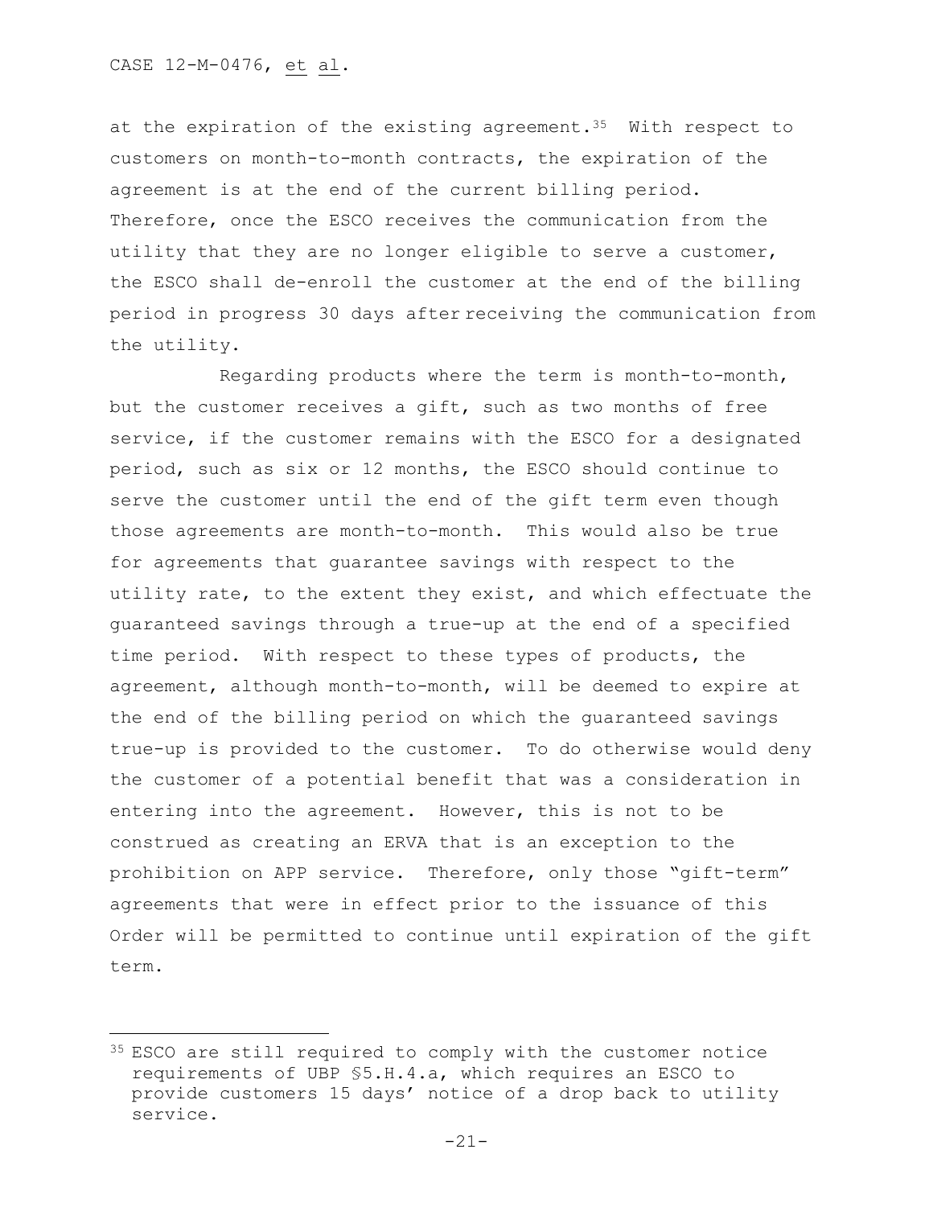at the expiration of the existing agreement.[35] With respect to customers on month-to-month contracts, the expiration of the agreement is at the end of the current billing period. Therefore, once the ESCO receives the communication from the utility that they are no longer eligible to serve a customer, the ESCO shall de-enroll the customer at the end of the billing period in progress 30 days after receiving the communication from the utility.

Regarding products where the term is month-to-month, but the customer receives a gift, such as two months of free service, if the customer remains with the ESCO for a designated period, such as six or 12 months, the ESCO should continue to serve the customer until the end of the gift term even though those agreements are month-to-month. This would also be true for agreements that guarantee savings with respect to the utility rate, to the extent they exist, and which effectuate the guaranteed savings through a true-up at the end of a specified time period. With respect to these types of products, the agreement, although month-to-month, will be deemed to expire at the end of the billing period on which the guaranteed savings true-up is provided to the customer. To do otherwise would deny the customer of a potential benefit that was a consideration in entering into the agreement. However, this is not to be construed as creating an ERVA that is an exception to the prohibition on APP service. Therefore, only those "gift-term" agreements that were in effect prior to the issuance of this Order will be permitted to continue until expiration of the gift term.

---

[35] ESCO are still required to comply with the customer notice requirements of UBP §5.H.4.a, which requires an ESCO to provide customers 15 days' notice of a drop back to utility service.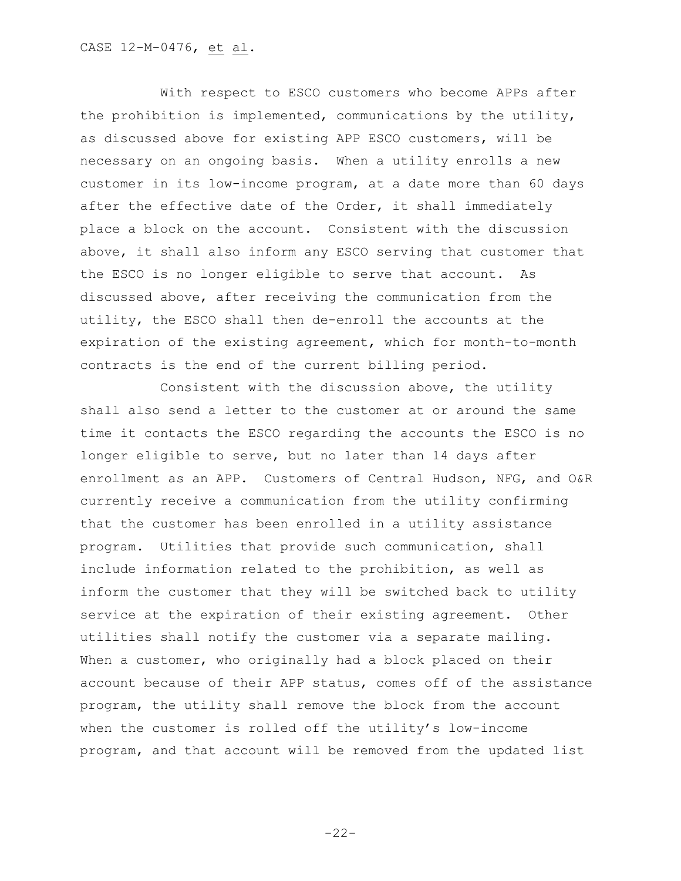With respect to ESCO customers who become APPs after the prohibition is implemented, communications by the utility, as discussed above for existing APP ESCO customers, will be necessary on an ongoing basis. When a utility enrolls a new customer in its low-income program, at a date more than 60 days after the effective date of the Order, it shall immediately place a block on the account. Consistent with the discussion above, it shall also inform any ESCO serving that customer that the ESCO is no longer eligible to serve that account. As discussed above, after receiving the communication from the utility, the ESCO shall then de-enroll the accounts at the expiration of the existing agreement, which for month-to-month contracts is the end of the current billing period.

Consistent with the discussion above, the utility shall also send a letter to the customer at or around the same time it contacts the ESCO regarding the accounts the ESCO is no longer eligible to serve, but no later than 14 days after enrollment as an APP. Customers of Central Hudson, NFG, and O&R currently receive a communication from the utility confirming that the customer has been enrolled in a utility assistance program. Utilities that provide such communication, shall include information related to the prohibition, as well as inform the customer that they will be switched back to utility service at the expiration of their existing agreement. Other utilities shall notify the customer via a separate mailing. When a customer, who originally had a block placed on their account because of their APP status, comes off of the assistance program, the utility shall remove the block from the account when the customer is rolled off the utility's low-income program, and that account will be removed from the updated list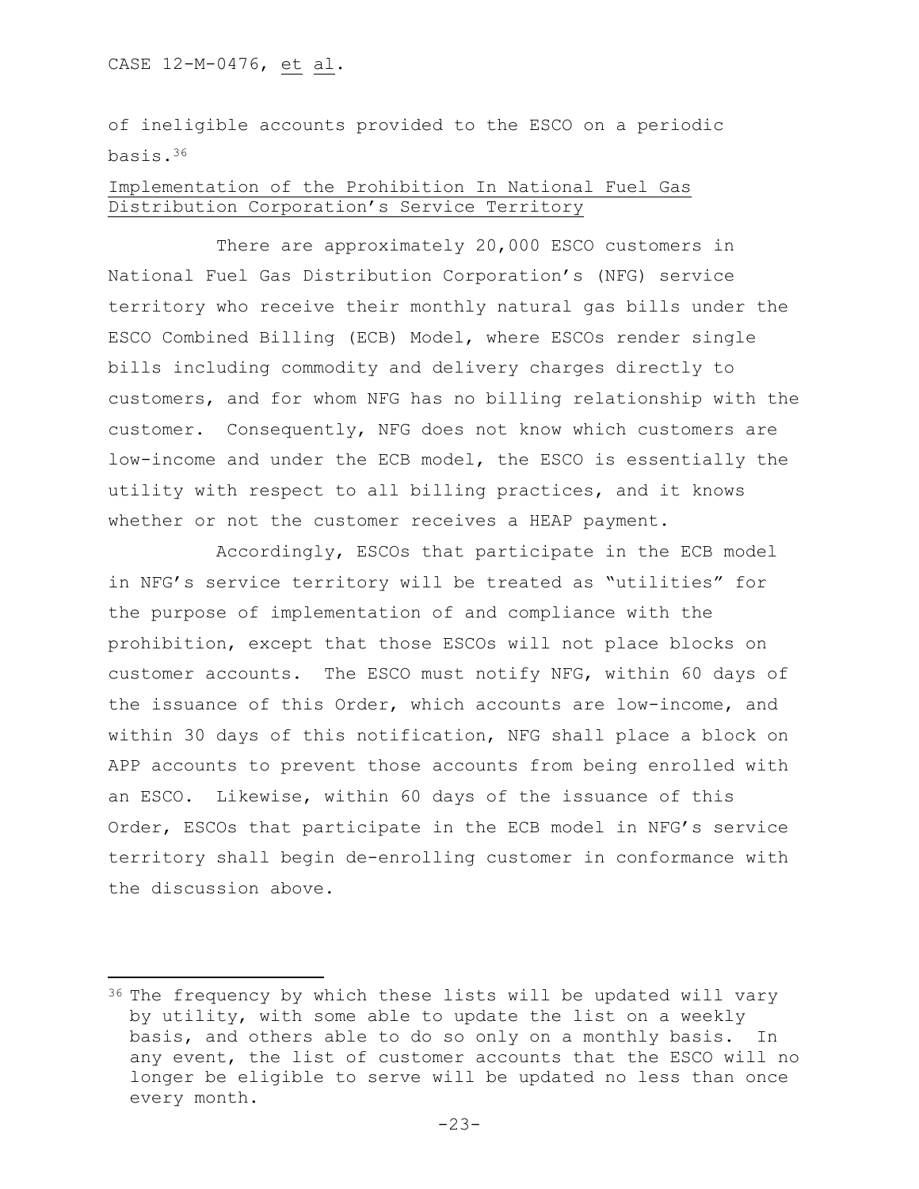of ineligible accounts provided to the ESCO on a periodic basis.[36]

Implementation of the Prohibition In National Fuel Gas Distribution Corporation's Service Territory

There are approximately 20,000 ESCO customers in National Fuel Gas Distribution Corporation's (NFG) service territory who receive their monthly natural gas bills under the ESCO Combined Billing (ECB) Model, where ESCOs render single bills including commodity and delivery charges directly to customers, and for whom NFG has no billing relationship with the customer. Consequently, NFG does not know which customers are low-income and under the ECB model, the ESCO is essentially the utility with respect to all billing practices, and it knows whether or not the customer receives a HEAP payment.

Accordingly, ESCOs that participate in the ECB model in NFG's service territory will be treated as "utilities" for the purpose of implementation of and compliance with the prohibition, except that those ESCOs will not place blocks on customer accounts. The ESCO must notify NFG, within 60 days of the issuance of this Order, which accounts are low-income, and within 30 days of this notification, NFG shall place a block on APP accounts to prevent those accounts from being enrolled with an ESCO. Likewise, within 60 days of the issuance of this Order, ESCOs that participate in the ECB model in NFG's service territory shall begin de-enrolling customer in conformance with the discussion above.

---

[36] The frequency by which these lists will be updated will vary by utility, with some able to update the list on a weekly basis, and others able to do so only on a monthly basis. In any event, the list of customer accounts that the ESCO will no longer be eligible to serve will be updated no less than once every month.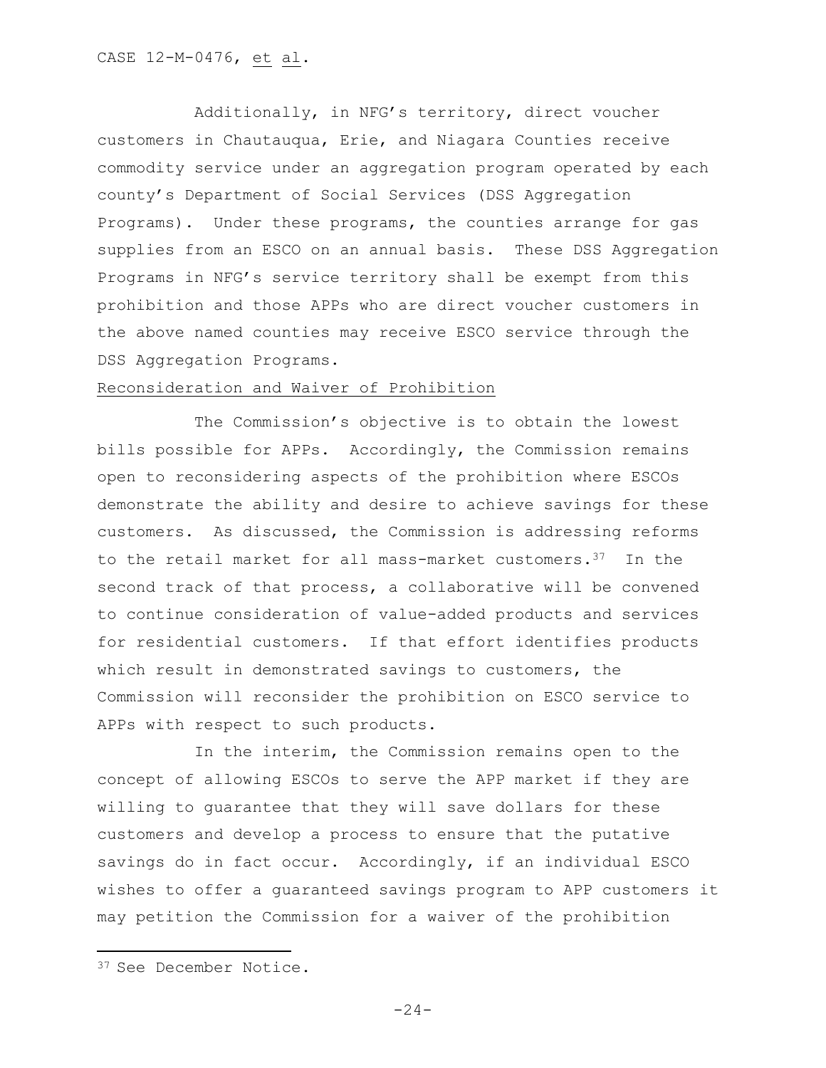Additionally, in NFG's territory, direct voucher customers in Chautauqua, Erie, and Niagara Counties receive commodity service under an aggregation program operated by each county's Department of Social Services (DSS Aggregation Programs). Under these programs, the counties arrange for gas supplies from an ESCO on an annual basis. These DSS Aggregation Programs in NFG's service territory shall be exempt from this prohibition and those APPs who are direct voucher customers in the above named counties may receive ESCO service through the DSS Aggregation Programs.

Reconsideration and Waiver of Prohibition

The Commission's objective is to obtain the lowest bills possible for APPs. Accordingly, the Commission remains open to reconsidering aspects of the prohibition where ESCOs demonstrate the ability and desire to achieve savings for these customers. As discussed, the Commission is addressing reforms to the retail market for all mass-market customers.[37] In the second track of that process, a collaborative will be convened to continue consideration of value-added products and services for residential customers. If that effort identifies products which result in demonstrated savings to customers, the Commission will reconsider the prohibition on ESCO service to APPs with respect to such products.

In the interim, the Commission remains open to the concept of allowing ESCOs to serve the APP market if they are willing to guarantee that they will save dollars for these customers and develop a process to ensure that the putative savings do in fact occur. Accordingly, if an individual ESCO wishes to offer a guaranteed savings program to APP customers it may petition the Commission for a waiver of the prohibition

[37] See December Notice.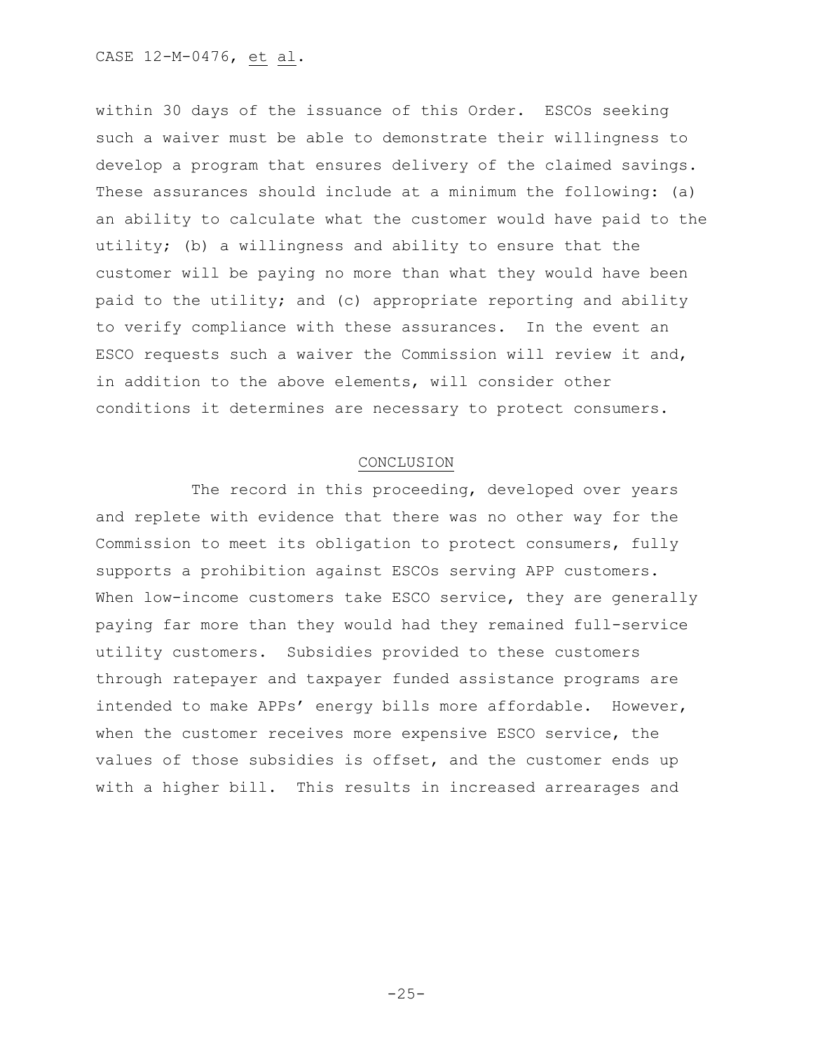within 30 days of the issuance of this Order. ESCOs seeking such a waiver must be able to demonstrate their willingness to develop a program that ensures delivery of the claimed savings. These assurances should include at a minimum the following: (a) an ability to calculate what the customer would have paid to the utility; (b) a willingness and ability to ensure that the customer will be paying no more than what they would have been paid to the utility; and (c) appropriate reporting and ability to verify compliance with these assurances. In the event an ESCO requests such a waiver the Commission will review it and, in addition to the above elements, will consider other conditions it determines are necessary to protect consumers.

## CONCLUSION

The record in this proceeding, developed over years and replete with evidence that there was no other way for the Commission to meet its obligation to protect consumers, fully supports a prohibition against ESCOs serving APP customers. When low-income customers take ESCO service, they are generally paying far more than they would had they remained full-service utility customers. Subsidies provided to these customers through ratepayer and taxpayer funded assistance programs are intended to make APPs' energy bills more affordable. However, when the customer receives more expensive ESCO service, the values of those subsidies is offset, and the customer ends up with a higher bill. This results in increased arrearages and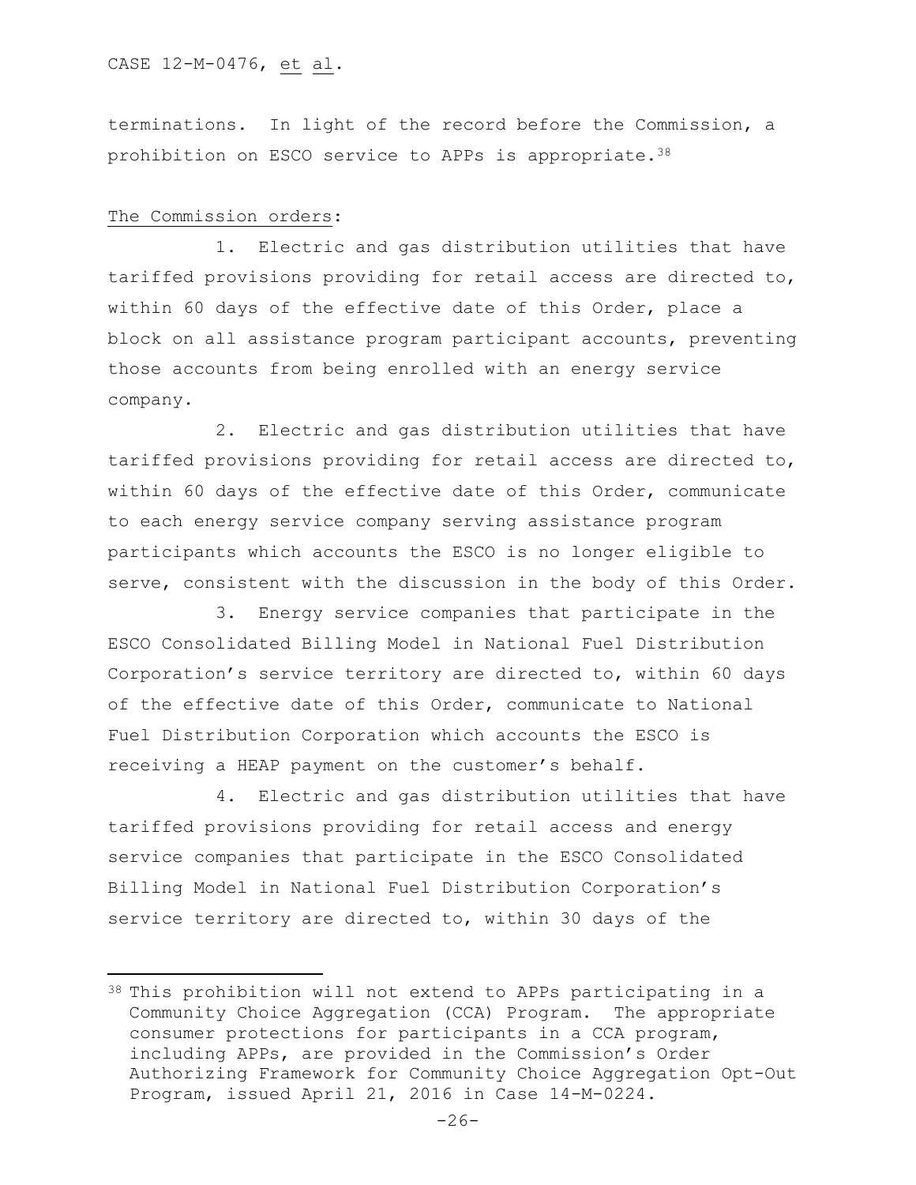terminations. In light of the record before the Commission, a prohibition on ESCO service to APPs is appropriate.[38]

The Commission orders:

1. Electric and gas distribution utilities that have tariffed provisions providing for retail access are directed to, within 60 days of the effective date of this Order, place a block on all assistance program participant accounts, preventing those accounts from being enrolled with an energy service company.

2. Electric and gas distribution utilities that have tariffed provisions providing for retail access are directed to, within 60 days of the effective date of this Order, communicate to each energy service company serving assistance program participants which accounts the ESCO is no longer eligible to serve, consistent with the discussion in the body of this Order.

3. Energy service companies that participate in the ESCO Consolidated Billing Model in National Fuel Distribution Corporation's service territory are directed to, within 60 days of the effective date of this Order, communicate to National Fuel Distribution Corporation which accounts the ESCO is receiving a HEAP payment on the customer's behalf.

4. Electric and gas distribution utilities that have tariffed provisions providing for retail access and energy service companies that participate in the ESCO Consolidated Billing Model in National Fuel Distribution Corporation's service territory are directed to, within 30 days of the

---

[38] This prohibition will not extend to APPs participating in a Community Choice Aggregation (CCA) Program. The appropriate consumer protections for participants in a CCA program, including APPs, are provided in the Commission's Order Authorizing Framework for Community Choice Aggregation Opt-Out Program, issued April 21, 2016 in Case 14-M-0224.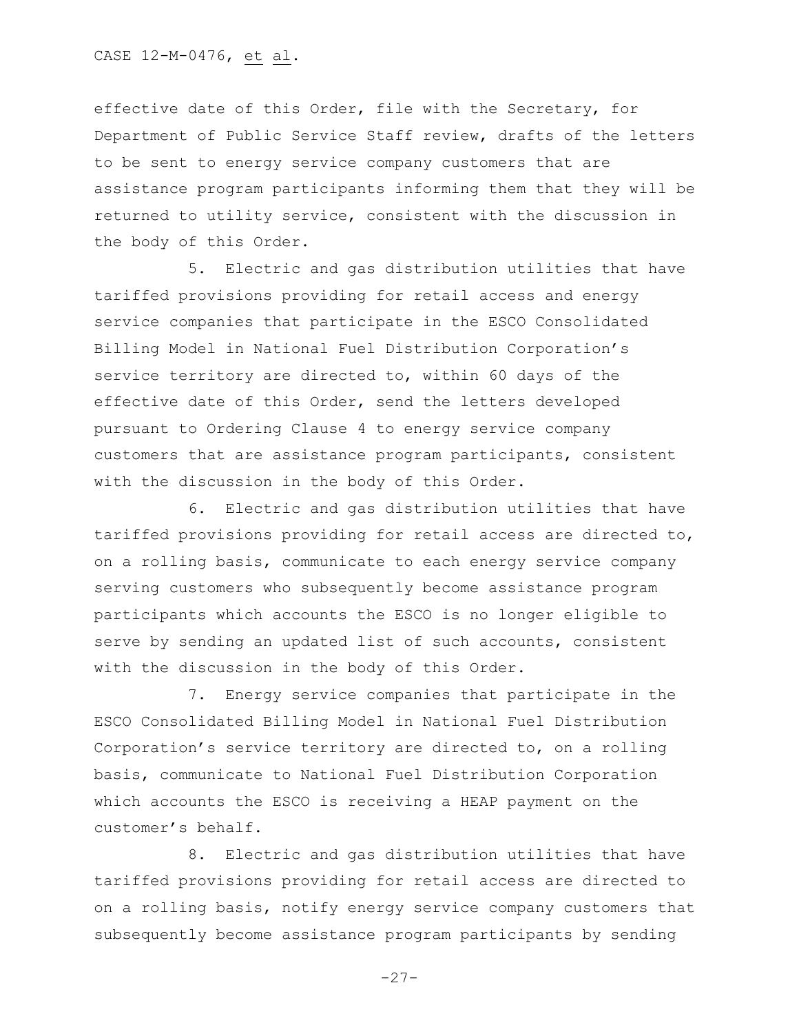effective date of this Order, file with the Secretary, for Department of Public Service Staff review, drafts of the letters to be sent to energy service company customers that are assistance program participants informing them that they will be returned to utility service, consistent with the discussion in the body of this Order.

5. Electric and gas distribution utilities that have tariffed provisions providing for retail access and energy service companies that participate in the ESCO Consolidated Billing Model in National Fuel Distribution Corporation's service territory are directed to, within 60 days of the effective date of this Order, send the letters developed pursuant to Ordering Clause 4 to energy service company customers that are assistance program participants, consistent with the discussion in the body of this Order.

6. Electric and gas distribution utilities that have tariffed provisions providing for retail access are directed to, on a rolling basis, communicate to each energy service company serving customers who subsequently become assistance program participants which accounts the ESCO is no longer eligible to serve by sending an updated list of such accounts, consistent with the discussion in the body of this Order.

7. Energy service companies that participate in the ESCO Consolidated Billing Model in National Fuel Distribution Corporation's service territory are directed to, on a rolling basis, communicate to National Fuel Distribution Corporation which accounts the ESCO is receiving a HEAP payment on the customer's behalf.

8. Electric and gas distribution utilities that have tariffed provisions providing for retail access are directed to on a rolling basis, notify energy service company customers that subsequently become assistance program participants by sending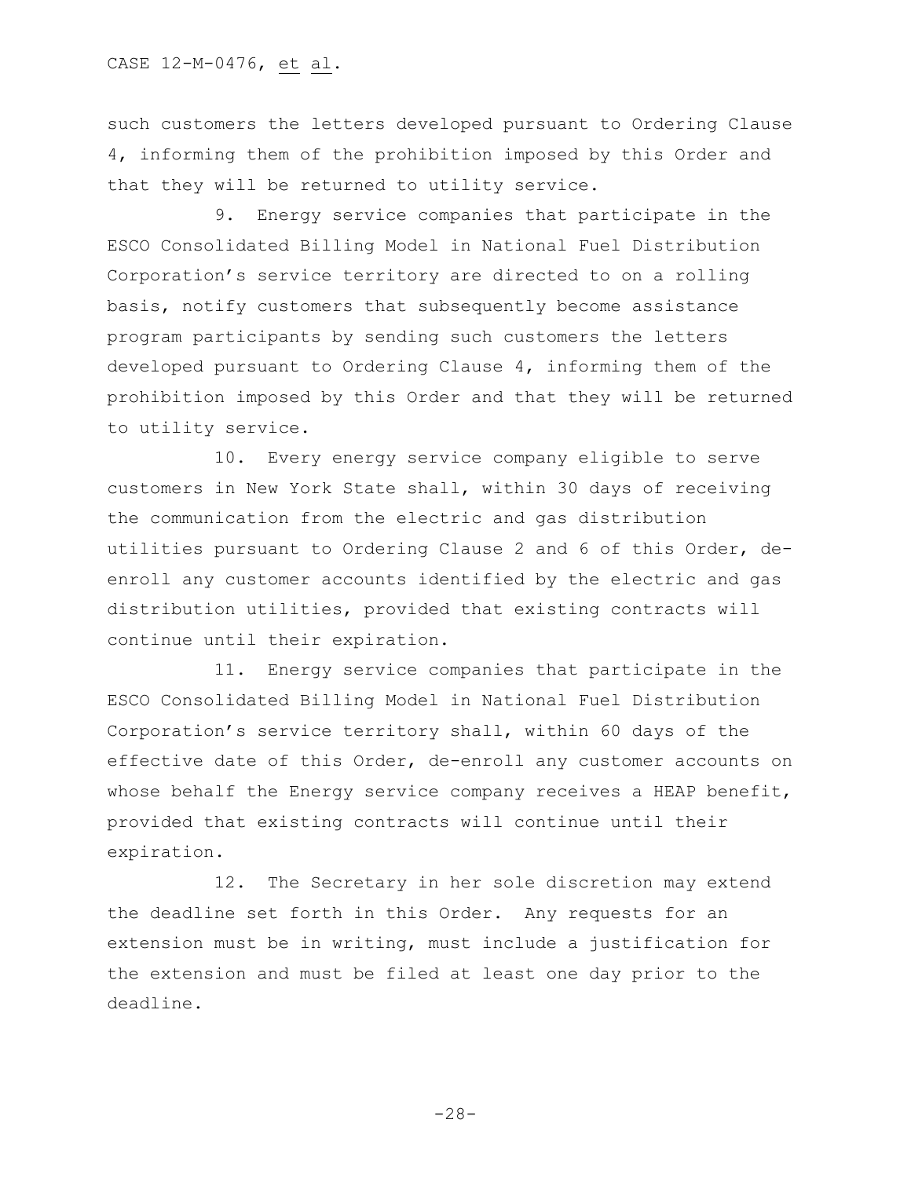such customers the letters developed pursuant to Ordering Clause 4, informing them of the prohibition imposed by this Order and that they will be returned to utility service.

9. Energy service companies that participate in the ESCO Consolidated Billing Model in National Fuel Distribution Corporation's service territory are directed to on a rolling basis, notify customers that subsequently become assistance program participants by sending such customers the letters developed pursuant to Ordering Clause 4, informing them of the prohibition imposed by this Order and that they will be returned to utility service.

10. Every energy service company eligible to serve customers in New York State shall, within 30 days of receiving the communication from the electric and gas distribution utilities pursuant to Ordering Clause 2 and 6 of this Order, de-enroll any customer accounts identified by the electric and gas distribution utilities, provided that existing contracts will continue until their expiration.

11. Energy service companies that participate in the ESCO Consolidated Billing Model in National Fuel Distribution Corporation's service territory shall, within 60 days of the effective date of this Order, de-enroll any customer accounts on whose behalf the Energy service company receives a HEAP benefit, provided that existing contracts will continue until their expiration.

12. The Secretary in her sole discretion may extend the deadline set forth in this Order. Any requests for an extension must be in writing, must include a justification for the extension and must be filed at least one day prior to the deadline.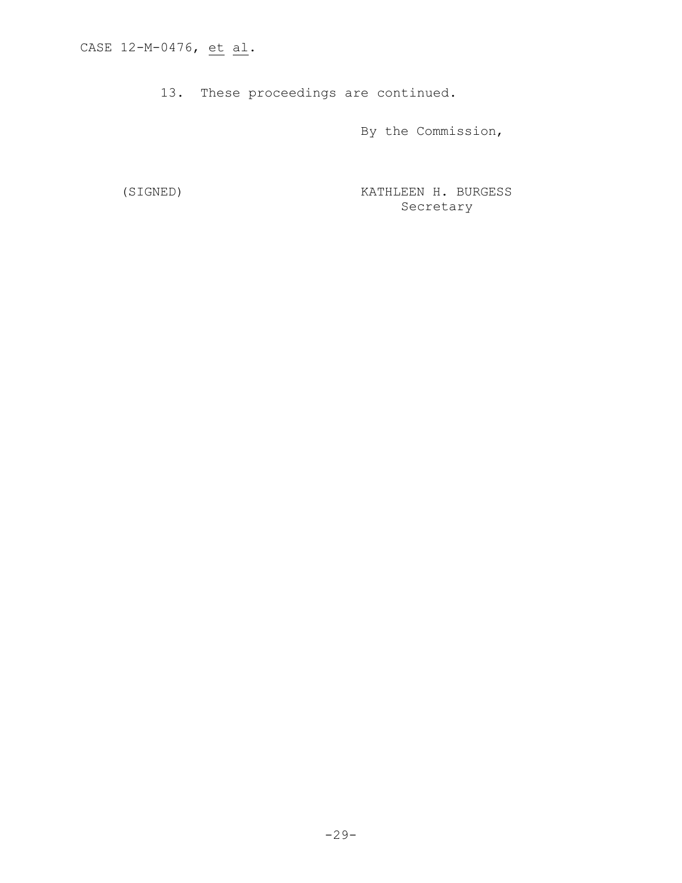13. These proceedings are continued.

By the Commission,

(SIGNED) KATHLEEN H. BURGESS
Secretary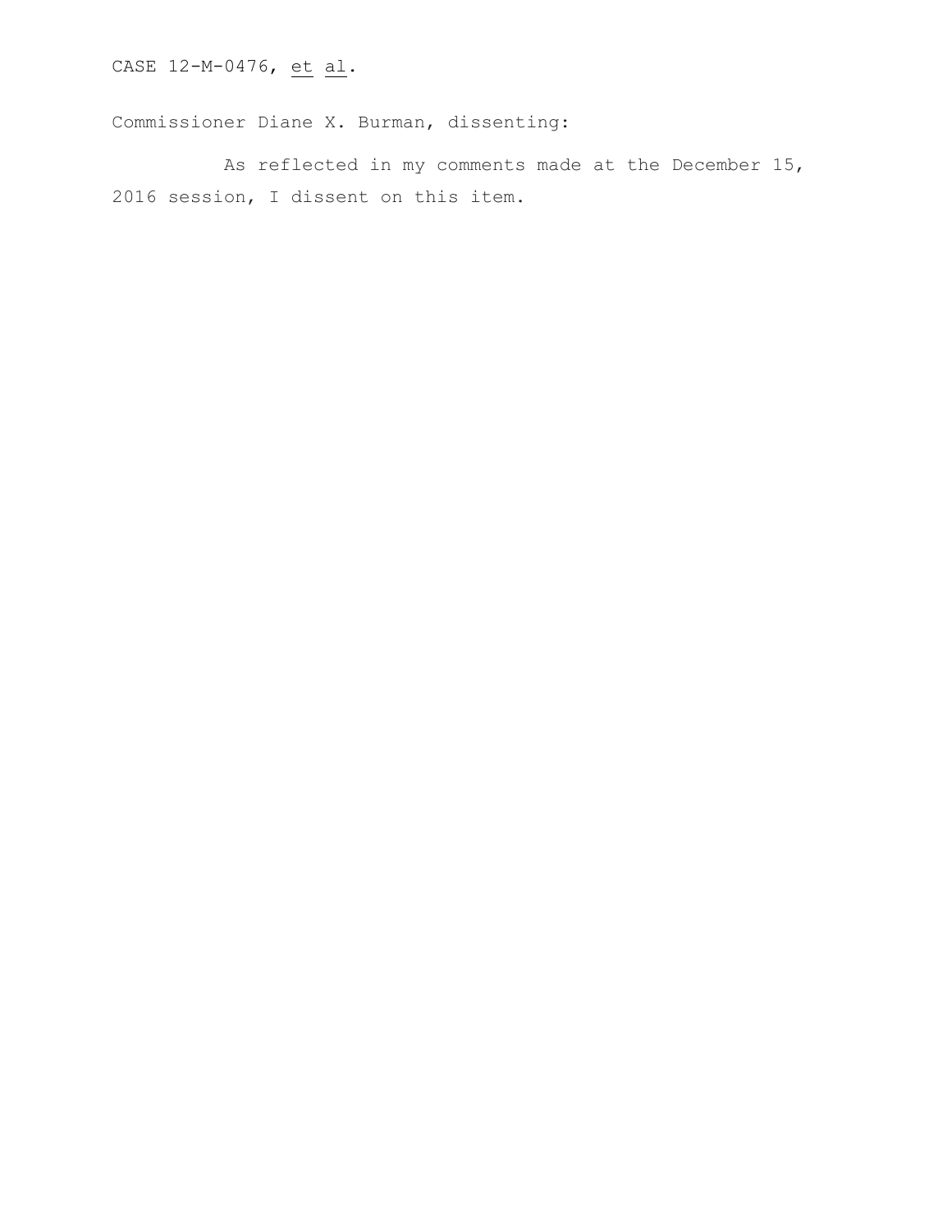CASE 12-M-0476, *et al*.

Commissioner Diane X. Burman, dissenting:

As reflected in my comments made at the December 15, 2016 session, I dissent on this item.